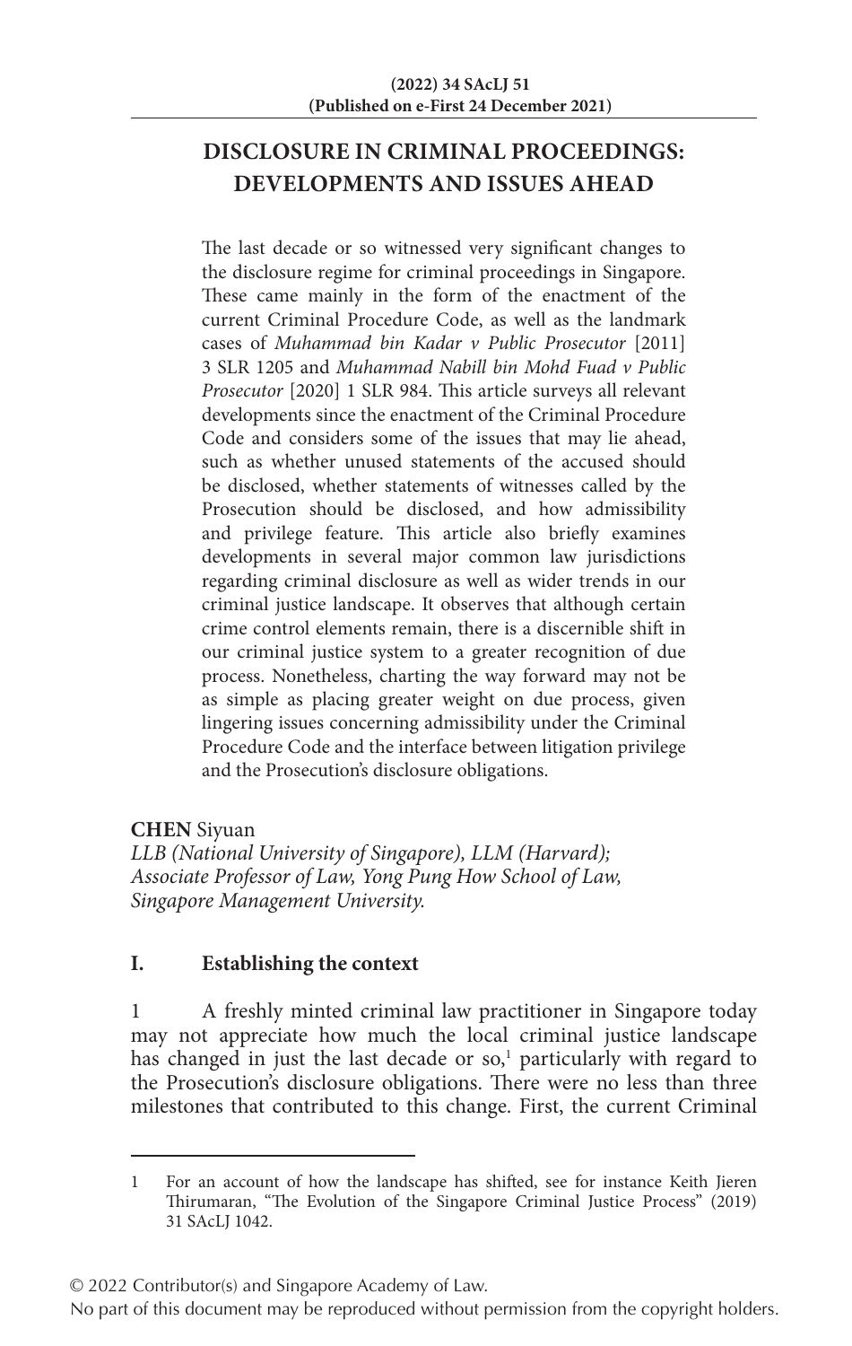# DISCLOSURE IN CRIMINAL PROCEEDINGS: DEVELOPMENTS AND ISSUES AHEAD

The last decade or so witnessed very significant changes to the disclosure regime for criminal proceedings in Singapore. These came mainly in the form of the enactment of the current Criminal Procedure Code, as well as the landmark cases of *Muhammad bin Kadar v Public Prosecutor* [2011] 3 SLR 1205 and *Muhammad Nabill bin Mohd Fuad v Public Prosecutor* [2020] 1 SLR 984. This article surveys all relevant developments since the enactment of the Criminal Procedure Code and considers some of the issues that may lie ahead, such as whether unused statements of the accused should be disclosed, whether statements of witnesses called by the Prosecution should be disclosed, and how admissibility and privilege feature. This article also briefly examines developments in several major common law jurisdictions regarding criminal disclosure as well as wider trends in our criminal justice landscape. It observes that although certain crime control elements remain, there is a discernible shift in our criminal justice system to a greater recognition of due process. Nonetheless, charting the way forward may not be as simple as placing greater weight on due process, given lingering issues concerning admissibility under the Criminal Procedure Code and the interface between litigation privilege and the Prosecution's disclosure obligations.

**CHEN** Siyuan
*LLB (National University of Singapore), LLM (Harvard);*
*Associate Professor of Law, Yong Pung How School of Law, Singapore Management University.*

## I. Establishing the context

1 A freshly minted criminal law practitioner in Singapore today may not appreciate how much the local criminal justice landscape has changed in just the last decade or so,[1] particularly with regard to the Prosecution's disclosure obligations. There were no less than three milestones that contributed to this change. First, the current Criminal

---

1 For an account of how the landscape has shifted, see for instance Keith Jieren Thirumaran, "The Evolution of the Singapore Criminal Justice Process" (2019) 31 SAcLJ 1042.

© 2022 Contributor(s) and Singapore Academy of Law.
No part of this document may be reproduced without permission from the copyright holders.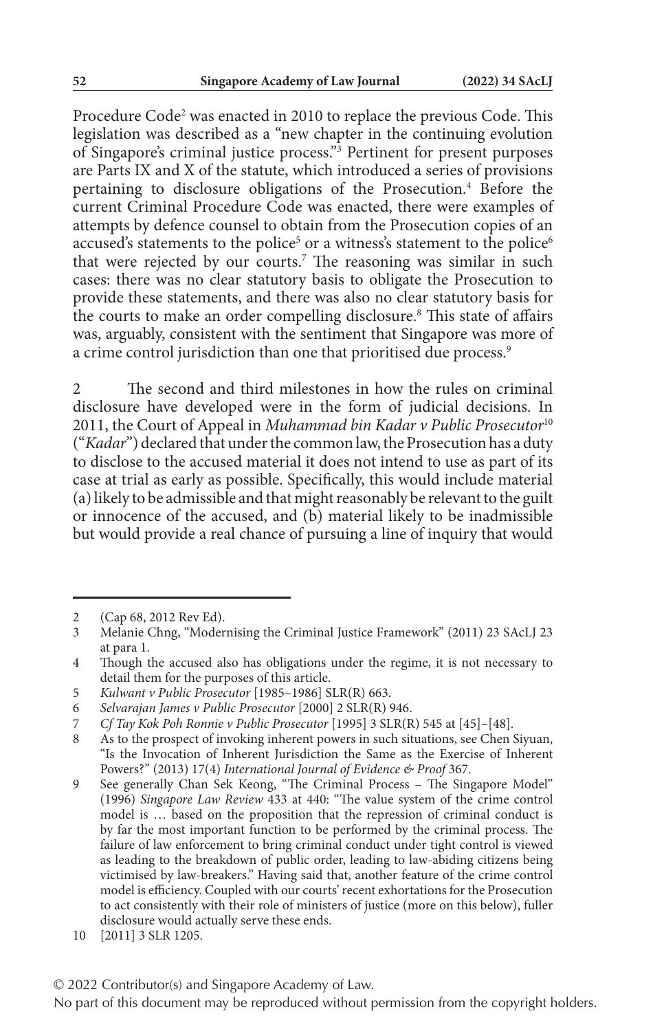Procedure Code[2] was enacted in 2010 to replace the previous Code. This legislation was described as a "new chapter in the continuing evolution of Singapore's criminal justice process."[3] Pertinent for present purposes are Parts IX and X of the statute, which introduced a series of provisions pertaining to disclosure obligations of the Prosecution.[4] Before the current Criminal Procedure Code was enacted, there were examples of attempts by defence counsel to obtain from the Prosecution copies of an accused's statements to the police[5] or a witness's statement to the police[6] that were rejected by our courts.[7] The reasoning was similar in such cases: there was no clear statutory basis to obligate the Prosecution to provide these statements, and there was also no clear statutory basis for the courts to make an order compelling disclosure.[8] This state of affairs was, arguably, consistent with the sentiment that Singapore was more of a crime control jurisdiction than one that prioritised due process.[9]

2 The second and third milestones in how the rules on criminal disclosure have developed were in the form of judicial decisions. In 2011, the Court of Appeal in *Muhammad bin Kadar v Public Prosecutor*[10] ("*Kadar*") declared that under the common law, the Prosecution has a duty to disclose to the accused material it does not intend to use as part of its case at trial as early as possible. Specifically, this would include material (a) likely to be admissible and that might reasonably be relevant to the guilt or innocence of the accused, and (b) material likely to be inadmissible but would provide a real chance of pursuing a line of inquiry that would

---

2 (Cap 68, 2012 Rev Ed).

3 Melanie Chng, "Modernising the Criminal Justice Framework" (2011) 23 SAcLJ 23 at para 1.

4 Though the accused also has obligations under the regime, it is not necessary to detail them for the purposes of this article.

5 *Kulwant v Public Prosecutor* [1985–1986] SLR(R) 663.

6 *Selvarajan James v Public Prosecutor* [2000] 2 SLR(R) 946.

7 *Cf Tay Kok Poh Ronnie v Public Prosecutor* [1995] 3 SLR(R) 545 at [45]–[48].

8 As to the prospect of invoking inherent powers in such situations, see Chen Siyuan, "Is the Invocation of Inherent Jurisdiction the Same as the Exercise of Inherent Powers?" (2013) 17(4) *International Journal of Evidence & Proof* 367.

9 See generally Chan Sek Keong, "The Criminal Process – The Singapore Model" (1996) *Singapore Law Review* 433 at 440: "The value system of the crime control model is … based on the proposition that the repression of criminal conduct is by far the most important function to be performed by the criminal process. The failure of law enforcement to bring criminal conduct under tight control is viewed as leading to the breakdown of public order, leading to law-abiding citizens being victimised by law-breakers." Having said that, another feature of the crime control model is efficiency. Coupled with our courts' recent exhortations for the Prosecution to act consistently with their role of ministers of justice (more on this below), fuller disclosure would actually serve these ends.

10 [2011] 3 SLR 1205.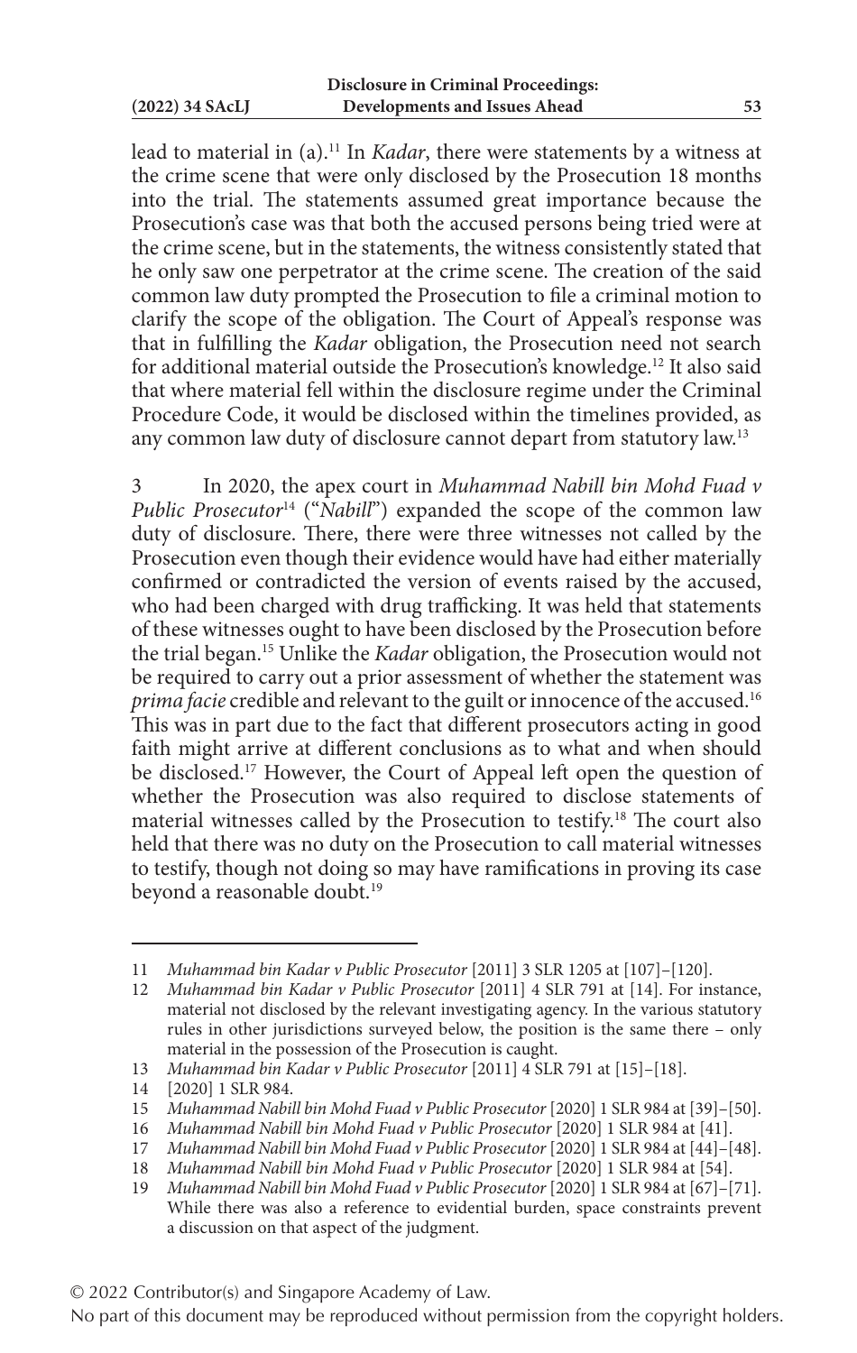lead to material in (a).[11] In *Kadar*, there were statements by a witness at the crime scene that were only disclosed by the Prosecution 18 months into the trial. The statements assumed great importance because the Prosecution's case was that both the accused persons being tried were at the crime scene, but in the statements, the witness consistently stated that he only saw one perpetrator at the crime scene. The creation of the said common law duty prompted the Prosecution to file a criminal motion to clarify the scope of the obligation. The Court of Appeal's response was that in fulfilling the *Kadar* obligation, the Prosecution need not search for additional material outside the Prosecution's knowledge.[12] It also said that where material fell within the disclosure regime under the Criminal Procedure Code, it would be disclosed within the timelines provided, as any common law duty of disclosure cannot depart from statutory law.[13]

3 In 2020, the apex court in *Muhammad Nabill bin Mohd Fuad v Public Prosecutor*[14] ("*Nabill*") expanded the scope of the common law duty of disclosure. There, there were three witnesses not called by the Prosecution even though their evidence would have had either materially confirmed or contradicted the version of events raised by the accused, who had been charged with drug trafficking. It was held that statements of these witnesses ought to have been disclosed by the Prosecution before the trial began.[15] Unlike the *Kadar* obligation, the Prosecution would not be required to carry out a prior assessment of whether the statement was *prima facie* credible and relevant to the guilt or innocence of the accused.[16] This was in part due to the fact that different prosecutors acting in good faith might arrive at different conclusions as to what and when should be disclosed.[17] However, the Court of Appeal left open the question of whether the Prosecution was also required to disclose statements of material witnesses called by the Prosecution to testify.[18] The court also held that there was no duty on the Prosecution to call material witnesses to testify, though not doing so may have ramifications in proving its case beyond a reasonable doubt.[19]

---

11 *Muhammad bin Kadar v Public Prosecutor* [2011] 3 SLR 1205 at [107]–[120].

12 *Muhammad bin Kadar v Public Prosecutor* [2011] 4 SLR 791 at [14]. For instance, material not disclosed by the relevant investigating agency. In the various statutory rules in other jurisdictions surveyed below, the position is the same there – only material in the possession of the Prosecution is caught.

13 *Muhammad bin Kadar v Public Prosecutor* [2011] 4 SLR 791 at [15]–[18].

14 [2020] 1 SLR 984.

15 *Muhammad Nabill bin Mohd Fuad v Public Prosecutor* [2020] 1 SLR 984 at [39]–[50].

16 *Muhammad Nabill bin Mohd Fuad v Public Prosecutor* [2020] 1 SLR 984 at [41].

17 *Muhammad Nabill bin Mohd Fuad v Public Prosecutor* [2020] 1 SLR 984 at [44]–[48].

18 *Muhammad Nabill bin Mohd Fuad v Public Prosecutor* [2020] 1 SLR 984 at [54].

19 *Muhammad Nabill bin Mohd Fuad v Public Prosecutor* [2020] 1 SLR 984 at [67]–[71]. While there was also a reference to evidential burden, space constraints prevent a discussion on that aspect of the judgment.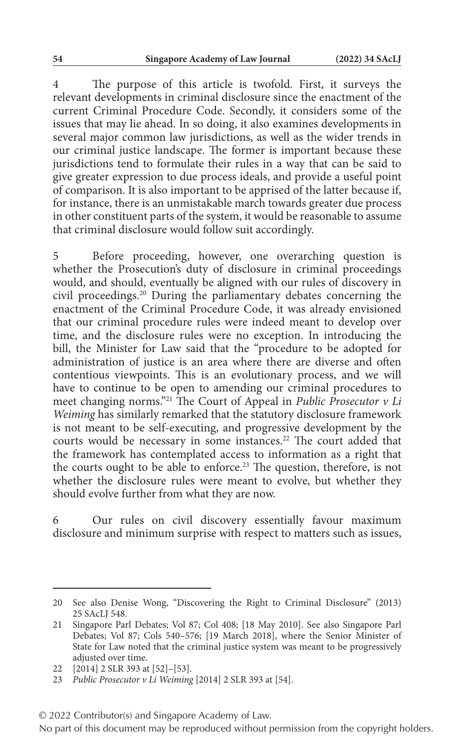4 The purpose of this article is twofold. First, it surveys the relevant developments in criminal disclosure since the enactment of the current Criminal Procedure Code. Secondly, it considers some of the issues that may lie ahead. In so doing, it also examines developments in several major common law jurisdictions, as well as the wider trends in our criminal justice landscape. The former is important because these jurisdictions tend to formulate their rules in a way that can be said to give greater expression to due process ideals, and provide a useful point of comparison. It is also important to be apprised of the latter because if, for instance, there is an unmistakable march towards greater due process in other constituent parts of the system, it would be reasonable to assume that criminal disclosure would follow suit accordingly.

5 Before proceeding, however, one overarching question is whether the Prosecution's duty of disclosure in criminal proceedings would, and should, eventually be aligned with our rules of discovery in civil proceedings.[20] During the parliamentary debates concerning the enactment of the Criminal Procedure Code, it was already envisioned that our criminal procedure rules were indeed meant to develop over time, and the disclosure rules were no exception. In introducing the bill, the Minister for Law said that the "procedure to be adopted for administration of justice is an area where there are diverse and often contentious viewpoints. This is an evolutionary process, and we will have to continue to be open to amending our criminal procedures to meet changing norms."[21] The Court of Appeal in *Public Prosecutor v Li Weiming* has similarly remarked that the statutory disclosure framework is not meant to be self-executing, and progressive development by the courts would be necessary in some instances.[22] The court added that the framework has contemplated access to information as a right that the courts ought to be able to enforce.[23] The question, therefore, is not whether the disclosure rules were meant to evolve, but whether they should evolve further from what they are now.

6 Our rules on civil discovery essentially favour maximum disclosure and minimum surprise with respect to matters such as issues,

---

20 See also Denise Wong, "Discovering the Right to Criminal Disclosure" (2013) 25 SAcLJ 548.

21 Singapore Parl Debates; Vol 87; Col 408; [18 May 2010]. See also Singapore Parl Debates; Vol 87; Cols 540–576; [19 March 2018], where the Senior Minister of State for Law noted that the criminal justice system was meant to be progressively adjusted over time.

22 [2014] 2 SLR 393 at [52]–[53].

23 *Public Prosecutor v Li Weiming* [2014] 2 SLR 393 at [54].

© 2022 Contributor(s) and Singapore Academy of Law.
No part of this document may be reproduced without permission from the copyright holders.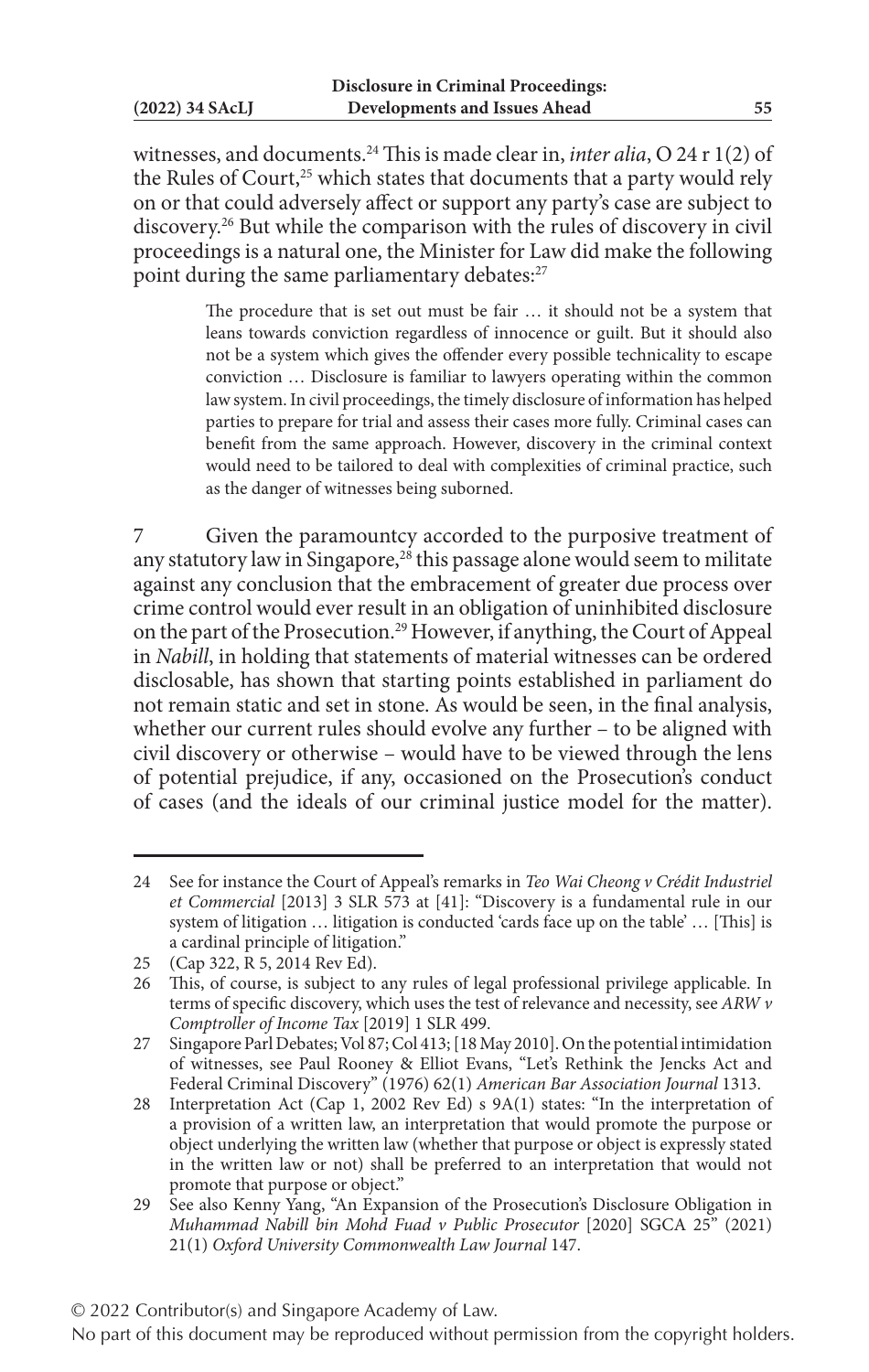witnesses, and documents.[24] This is made clear in, *inter alia*, O 24 r 1(2) of the Rules of Court,[25] which states that documents that a party would rely on or that could adversely affect or support any party's case are subject to discovery.[26] But while the comparison with the rules of discovery in civil proceedings is a natural one, the Minister for Law did make the following point during the same parliamentary debates:[27]

> The procedure that is set out must be fair … it should not be a system that leans towards conviction regardless of innocence or guilt. But it should also not be a system which gives the offender every possible technicality to escape conviction … Disclosure is familiar to lawyers operating within the common law system. In civil proceedings, the timely disclosure of information has helped parties to prepare for trial and assess their cases more fully. Criminal cases can benefit from the same approach. However, discovery in the criminal context would need to be tailored to deal with complexities of criminal practice, such as the danger of witnesses being suborned.

7 Given the paramountcy accorded to the purposive treatment of any statutory law in Singapore,[28] this passage alone would seem to militate against any conclusion that the embracement of greater due process over crime control would ever result in an obligation of uninhibited disclosure on the part of the Prosecution.[29] However, if anything, the Court of Appeal in *Nabill*, in holding that statements of material witnesses can be ordered disclosable, has shown that starting points established in parliament do not remain static and set in stone. As would be seen, in the final analysis, whether our current rules should evolve any further – to be aligned with civil discovery or otherwise – would have to be viewed through the lens of potential prejudice, if any, occasioned on the Prosecution's conduct of cases (and the ideals of our criminal justice model for the matter).

---

24 See for instance the Court of Appeal's remarks in *Teo Wai Cheong v Crédit Industriel et Commercial* [2013] 3 SLR 573 at [41]: "Discovery is a fundamental rule in our system of litigation … litigation is conducted 'cards face up on the table' … [This] is a cardinal principle of litigation."

25 (Cap 322, R 5, 2014 Rev Ed).

26 This, of course, is subject to any rules of legal professional privilege applicable. In terms of specific discovery, which uses the test of relevance and necessity, see *ARW v Comptroller of Income Tax* [2019] 1 SLR 499.

27 Singapore Parl Debates; Vol 87; Col 413; [18 May 2010]. On the potential intimidation of witnesses, see Paul Rooney & Elliot Evans, "Let's Rethink the Jencks Act and Federal Criminal Discovery" (1976) 62(1) *American Bar Association Journal* 1313.

28 Interpretation Act (Cap 1, 2002 Rev Ed) s 9A(1) states: "In the interpretation of a provision of a written law, an interpretation that would promote the purpose or object underlying the written law (whether that purpose or object is expressly stated in the written law or not) shall be preferred to an interpretation that would not promote that purpose or object."

29 See also Kenny Yang, "An Expansion of the Prosecution's Disclosure Obligation in *Muhammad Nabill bin Mohd Fuad v Public Prosecutor* [2020] SGCA 25" (2021) 21(1) *Oxford University Commonwealth Law Journal* 147.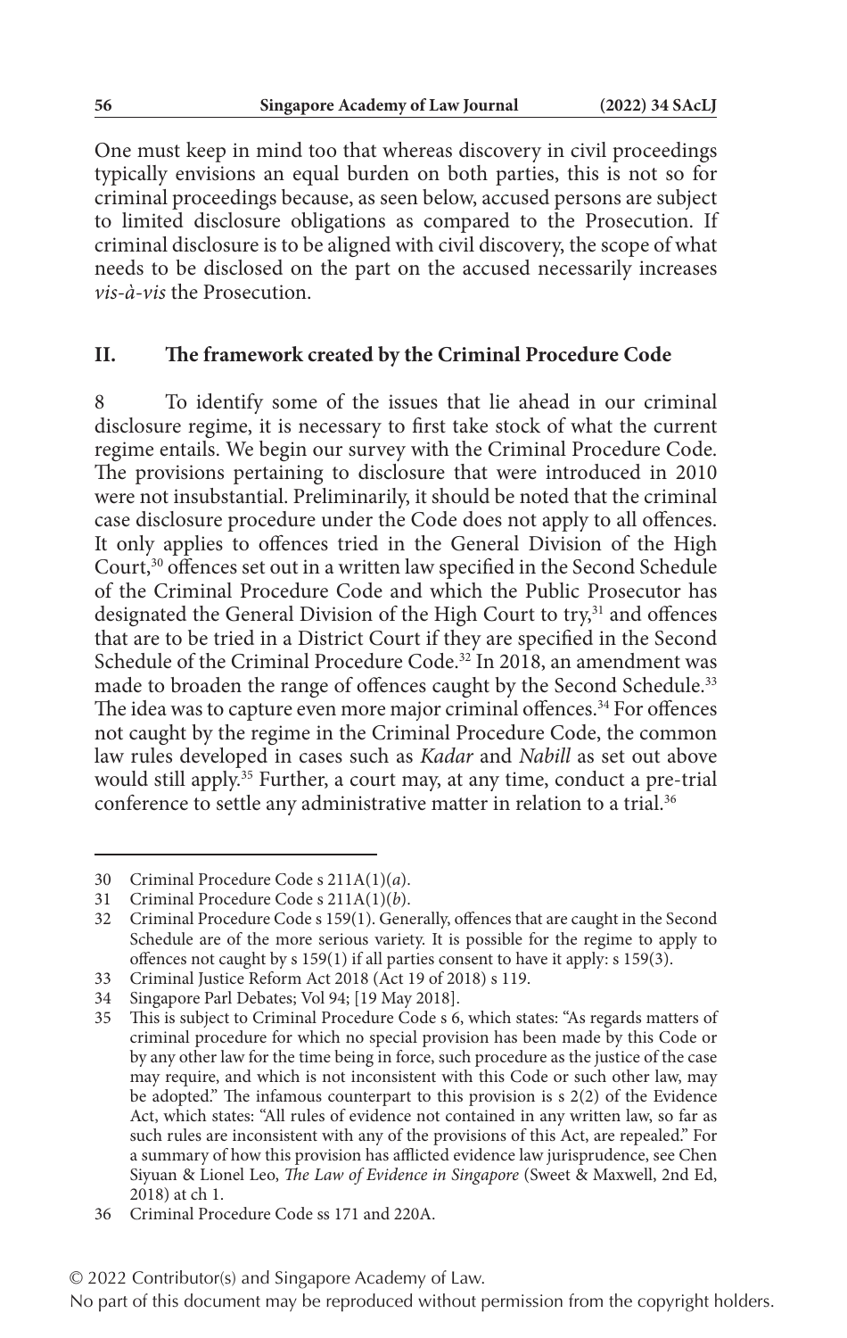One must keep in mind too that whereas discovery in civil proceedings typically envisions an equal burden on both parties, this is not so for criminal proceedings because, as seen below, accused persons are subject to limited disclosure obligations as compared to the Prosecution. If criminal disclosure is to be aligned with civil discovery, the scope of what needs to be disclosed on the part on the accused necessarily increases *vis-à-vis* the Prosecution.

## II. The framework created by the Criminal Procedure Code

8 To identify some of the issues that lie ahead in our criminal disclosure regime, it is necessary to first take stock of what the current regime entails. We begin our survey with the Criminal Procedure Code. The provisions pertaining to disclosure that were introduced in 2010 were not insubstantial. Preliminarily, it should be noted that the criminal case disclosure procedure under the Code does not apply to all offences. It only applies to offences tried in the General Division of the High Court,[30] offences set out in a written law specified in the Second Schedule of the Criminal Procedure Code and which the Public Prosecutor has designated the General Division of the High Court to try,[31] and offences that are to be tried in a District Court if they are specified in the Second Schedule of the Criminal Procedure Code.[32] In 2018, an amendment was made to broaden the range of offences caught by the Second Schedule.[33] The idea was to capture even more major criminal offences.[34] For offences not caught by the regime in the Criminal Procedure Code, the common law rules developed in cases such as *Kadar* and *Nabill* as set out above would still apply.[35] Further, a court may, at any time, conduct a pre-trial conference to settle any administrative matter in relation to a trial.[36]

---

30 Criminal Procedure Code s 211A(1)(*a*).

31 Criminal Procedure Code s 211A(1)(*b*).

32 Criminal Procedure Code s 159(1). Generally, offences that are caught in the Second Schedule are of the more serious variety. It is possible for the regime to apply to offences not caught by s 159(1) if all parties consent to have it apply: s 159(3).

33 Criminal Justice Reform Act 2018 (Act 19 of 2018) s 119.

34 Singapore Parl Debates; Vol 94; [19 May 2018].

35 This is subject to Criminal Procedure Code s 6, which states: "As regards matters of criminal procedure for which no special provision has been made by this Code or by any other law for the time being in force, such procedure as the justice of the case may require, and which is not inconsistent with this Code or such other law, may be adopted." The infamous counterpart to this provision is s 2(2) of the Evidence Act, which states: "All rules of evidence not contained in any written law, so far as such rules are inconsistent with any of the provisions of this Act, are repealed." For a summary of how this provision has afflicted evidence law jurisprudence, see Chen Siyuan & Lionel Leo, *The Law of Evidence in Singapore* (Sweet & Maxwell, 2nd Ed, 2018) at ch 1.

36 Criminal Procedure Code ss 171 and 220A.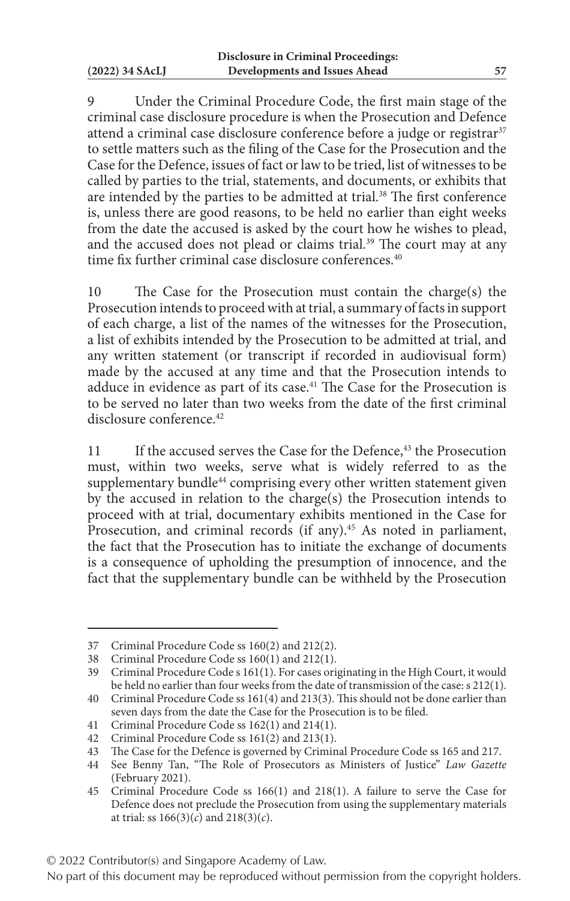9 Under the Criminal Procedure Code, the first main stage of the criminal case disclosure procedure is when the Prosecution and Defence attend a criminal case disclosure conference before a judge or registrar[37] to settle matters such as the filing of the Case for the Prosecution and the Case for the Defence, issues of fact or law to be tried, list of witnesses to be called by parties to the trial, statements, and documents, or exhibits that are intended by the parties to be admitted at trial.[38] The first conference is, unless there are good reasons, to be held no earlier than eight weeks from the date the accused is asked by the court how he wishes to plead, and the accused does not plead or claims trial.[39] The court may at any time fix further criminal case disclosure conferences.[40]

10 The Case for the Prosecution must contain the charge(s) the Prosecution intends to proceed with at trial, a summary of facts in support of each charge, a list of the names of the witnesses for the Prosecution, a list of exhibits intended by the Prosecution to be admitted at trial, and any written statement (or transcript if recorded in audiovisual form) made by the accused at any time and that the Prosecution intends to adduce in evidence as part of its case.[41] The Case for the Prosecution is to be served no later than two weeks from the date of the first criminal disclosure conference.[42]

11 If the accused serves the Case for the Defence,[43] the Prosecution must, within two weeks, serve what is widely referred to as the supplementary bundle[44] comprising every other written statement given by the accused in relation to the charge(s) the Prosecution intends to proceed with at trial, documentary exhibits mentioned in the Case for Prosecution, and criminal records (if any).[45] As noted in parliament, the fact that the Prosecution has to initiate the exchange of documents is a consequence of upholding the presumption of innocence, and the fact that the supplementary bundle can be withheld by the Prosecution

---

37 Criminal Procedure Code ss 160(2) and 212(2).

38 Criminal Procedure Code ss 160(1) and 212(1).

39 Criminal Procedure Code s 161(1). For cases originating in the High Court, it would be held no earlier than four weeks from the date of transmission of the case: s 212(1).

40 Criminal Procedure Code ss 161(4) and 213(3). This should not be done earlier than seven days from the date the Case for the Prosecution is to be filed.

41 Criminal Procedure Code ss 162(1) and 214(1).

42 Criminal Procedure Code ss 161(2) and 213(1).

43 The Case for the Defence is governed by Criminal Procedure Code ss 165 and 217.

44 See Benny Tan, "The Role of Prosecutors as Ministers of Justice" *Law Gazette* (February 2021).

45 Criminal Procedure Code ss 166(1) and 218(1). A failure to serve the Case for Defence does not preclude the Prosecution from using the supplementary materials at trial: ss 166(3)(*c*) and 218(3)(*c*).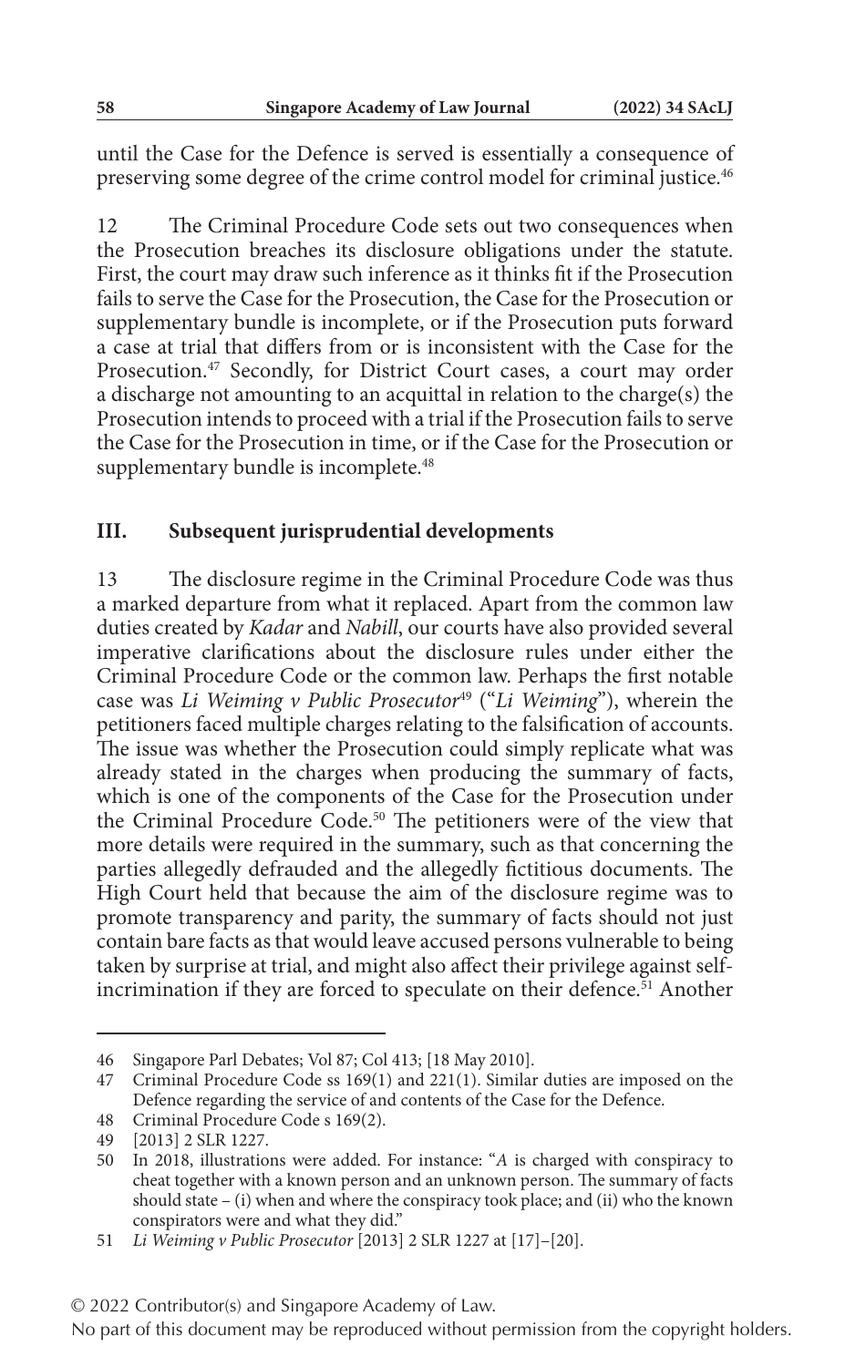until the Case for the Defence is served is essentially a consequence of preserving some degree of the crime control model for criminal justice.[46]

12 The Criminal Procedure Code sets out two consequences when the Prosecution breaches its disclosure obligations under the statute. First, the court may draw such inference as it thinks fit if the Prosecution fails to serve the Case for the Prosecution, the Case for the Prosecution or supplementary bundle is incomplete, or if the Prosecution puts forward a case at trial that differs from or is inconsistent with the Case for the Prosecution.[47] Secondly, for District Court cases, a court may order a discharge not amounting to an acquittal in relation to the charge(s) the Prosecution intends to proceed with a trial if the Prosecution fails to serve the Case for the Prosecution in time, or if the Case for the Prosecution or supplementary bundle is incomplete.[48]

## III. Subsequent jurisprudential developments

13 The disclosure regime in the Criminal Procedure Code was thus a marked departure from what it replaced. Apart from the common law duties created by *Kadar* and *Nabill*, our courts have also provided several imperative clarifications about the disclosure rules under either the Criminal Procedure Code or the common law. Perhaps the first notable case was *Li Weiming v Public Prosecutor*[49] ("*Li Weiming*"), wherein the petitioners faced multiple charges relating to the falsification of accounts. The issue was whether the Prosecution could simply replicate what was already stated in the charges when producing the summary of facts, which is one of the components of the Case for the Prosecution under the Criminal Procedure Code.[50] The petitioners were of the view that more details were required in the summary, such as that concerning the parties allegedly defrauded and the allegedly fictitious documents. The High Court held that because the aim of the disclosure regime was to promote transparency and parity, the summary of facts should not just contain bare facts as that would leave accused persons vulnerable to being taken by surprise at trial, and might also affect their privilege against self-incrimination if they are forced to speculate on their defence.[51] Another

---

46 Singapore Parl Debates; Vol 87; Col 413; [18 May 2010].

47 Criminal Procedure Code ss 169(1) and 221(1). Similar duties are imposed on the Defence regarding the service of and contents of the Case for the Defence.

48 Criminal Procedure Code s 169(2).

49 [2013] 2 SLR 1227.

50 In 2018, illustrations were added. For instance: "*A* is charged with conspiracy to cheat together with a known person and an unknown person. The summary of facts should state – (i) when and where the conspiracy took place; and (ii) who the known conspirators were and what they did."

51 *Li Weiming v Public Prosecutor* [2013] 2 SLR 1227 at [17]–[20].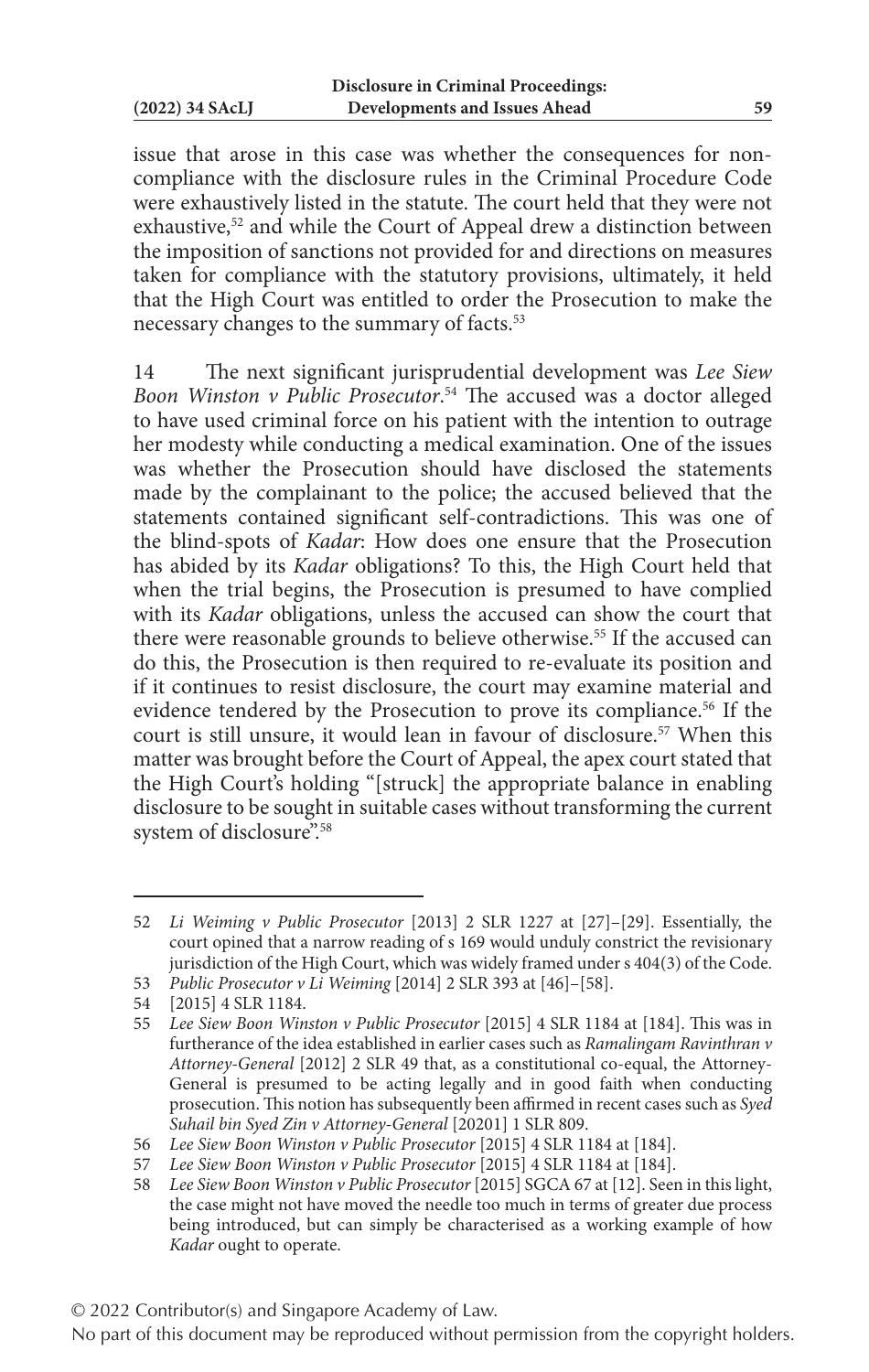issue that arose in this case was whether the consequences for non-compliance with the disclosure rules in the Criminal Procedure Code were exhaustively listed in the statute. The court held that they were not exhaustive,[52] and while the Court of Appeal drew a distinction between the imposition of sanctions not provided for and directions on measures taken for compliance with the statutory provisions, ultimately, it held that the High Court was entitled to order the Prosecution to make the necessary changes to the summary of facts.[53]

14 The next significant jurisprudential development was *Lee Siew Boon Winston v Public Prosecutor*.[54] The accused was a doctor alleged to have used criminal force on his patient with the intention to outrage her modesty while conducting a medical examination. One of the issues was whether the Prosecution should have disclosed the statements made by the complainant to the police; the accused believed that the statements contained significant self-contradictions. This was one of the blind-spots of *Kadar*: How does one ensure that the Prosecution has abided by its *Kadar* obligations? To this, the High Court held that when the trial begins, the Prosecution is presumed to have complied with its *Kadar* obligations, unless the accused can show the court that there were reasonable grounds to believe otherwise.[55] If the accused can do this, the Prosecution is then required to re-evaluate its position and if it continues to resist disclosure, the court may examine material and evidence tendered by the Prosecution to prove its compliance.[56] If the court is still unsure, it would lean in favour of disclosure.[57] When this matter was brought before the Court of Appeal, the apex court stated that the High Court's holding "[struck] the appropriate balance in enabling disclosure to be sought in suitable cases without transforming the current system of disclosure".[58]

---

52 *Li Weiming v Public Prosecutor* [2013] 2 SLR 1227 at [27]–[29]. Essentially, the court opined that a narrow reading of s 169 would unduly constrict the revisionary jurisdiction of the High Court, which was widely framed under s 404(3) of the Code.

53 *Public Prosecutor v Li Weiming* [2014] 2 SLR 393 at [46]–[58].

54 [2015] 4 SLR 1184.

55 *Lee Siew Boon Winston v Public Prosecutor* [2015] 4 SLR 1184 at [184]. This was in furtherance of the idea established in earlier cases such as *Ramalingam Ravinthran v Attorney-General* [2012] 2 SLR 49 that, as a constitutional co-equal, the Attorney-General is presumed to be acting legally and in good faith when conducting prosecution. This notion has subsequently been affirmed in recent cases such as *Syed Suhail bin Syed Zin v Attorney-General* [20201] 1 SLR 809.

56 *Lee Siew Boon Winston v Public Prosecutor* [2015] 4 SLR 1184 at [184].

57 *Lee Siew Boon Winston v Public Prosecutor* [2015] 4 SLR 1184 at [184].

58 *Lee Siew Boon Winston v Public Prosecutor* [2015] SGCA 67 at [12]. Seen in this light, the case might not have moved the needle too much in terms of greater due process being introduced, but can simply be characterised as a working example of how *Kadar* ought to operate.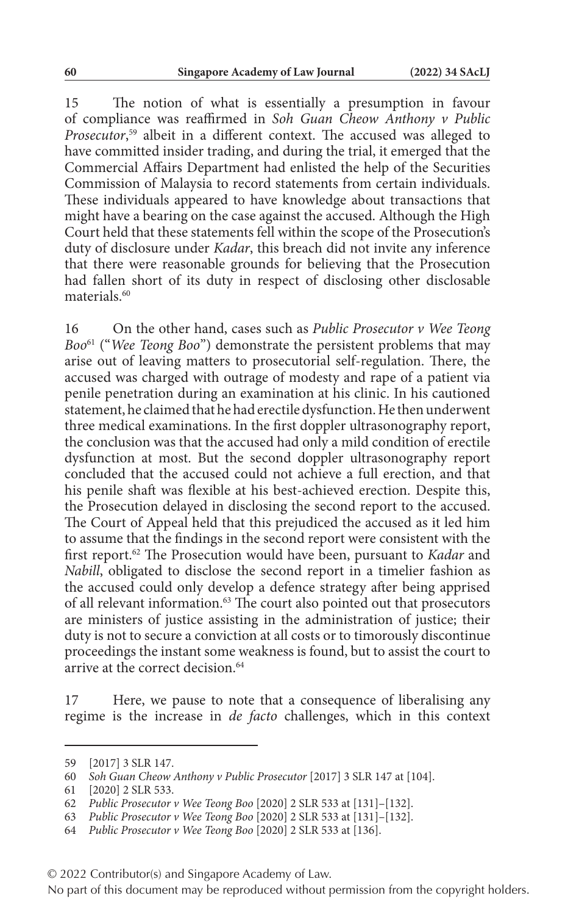15 The notion of what is essentially a presumption in favour of compliance was reaffirmed in *Soh Guan Cheow Anthony v Public Prosecutor*,[59] albeit in a different context. The accused was alleged to have committed insider trading, and during the trial, it emerged that the Commercial Affairs Department had enlisted the help of the Securities Commission of Malaysia to record statements from certain individuals. These individuals appeared to have knowledge about transactions that might have a bearing on the case against the accused. Although the High Court held that these statements fell within the scope of the Prosecution's duty of disclosure under *Kadar*, this breach did not invite any inference that there were reasonable grounds for believing that the Prosecution had fallen short of its duty in respect of disclosing other disclosable materials.[60]

16 On the other hand, cases such as *Public Prosecutor v Wee Teong Boo*[61] ("*Wee Teong Boo*") demonstrate the persistent problems that may arise out of leaving matters to prosecutorial self-regulation. There, the accused was charged with outrage of modesty and rape of a patient via penile penetration during an examination at his clinic. In his cautioned statement, he claimed that he had erectile dysfunction. He then underwent three medical examinations. In the first doppler ultrasonography report, the conclusion was that the accused had only a mild condition of erectile dysfunction at most. But the second doppler ultrasonography report concluded that the accused could not achieve a full erection, and that his penile shaft was flexible at his best-achieved erection. Despite this, the Prosecution delayed in disclosing the second report to the accused. The Court of Appeal held that this prejudiced the accused as it led him to assume that the findings in the second report were consistent with the first report.[62] The Prosecution would have been, pursuant to *Kadar* and *Nabill*, obligated to disclose the second report in a timelier fashion as the accused could only develop a defence strategy after being apprised of all relevant information.[63] The court also pointed out that prosecutors are ministers of justice assisting in the administration of justice; their duty is not to secure a conviction at all costs or to timorously discontinue proceedings the instant some weakness is found, but to assist the court to arrive at the correct decision.[64]

17 Here, we pause to note that a consequence of liberalising any regime is the increase in *de facto* challenges, which in this context

---

59 [2017] 3 SLR 147.

60 *Soh Guan Cheow Anthony v Public Prosecutor* [2017] 3 SLR 147 at [104].

61 [2020] 2 SLR 533.

62 *Public Prosecutor v Wee Teong Boo* [2020] 2 SLR 533 at [131]–[132].

63 *Public Prosecutor v Wee Teong Boo* [2020] 2 SLR 533 at [131]–[132].

64 *Public Prosecutor v Wee Teong Boo* [2020] 2 SLR 533 at [136].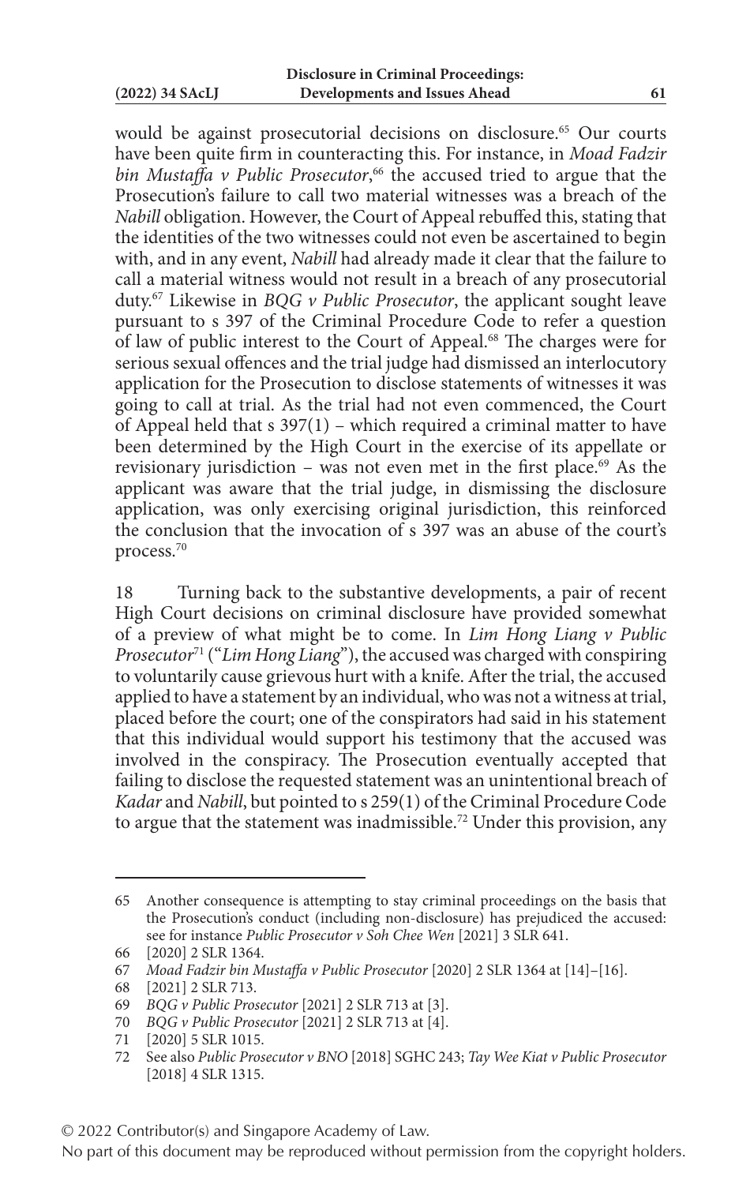would be against prosecutorial decisions on disclosure.[65] Our courts have been quite firm in counteracting this. For instance, in *Moad Fadzir bin Mustaffa v Public Prosecutor*,[66] the accused tried to argue that the Prosecution's failure to call two material witnesses was a breach of the *Nabill* obligation. However, the Court of Appeal rebuffed this, stating that the identities of the two witnesses could not even be ascertained to begin with, and in any event, *Nabill* had already made it clear that the failure to call a material witness would not result in a breach of any prosecutorial duty.[67] Likewise in *BQG v Public Prosecutor*, the applicant sought leave pursuant to s 397 of the Criminal Procedure Code to refer a question of law of public interest to the Court of Appeal.[68] The charges were for serious sexual offences and the trial judge had dismissed an interlocutory application for the Prosecution to disclose statements of witnesses it was going to call at trial. As the trial had not even commenced, the Court of Appeal held that s 397(1) – which required a criminal matter to have been determined by the High Court in the exercise of its appellate or revisionary jurisdiction – was not even met in the first place.[69] As the applicant was aware that the trial judge, in dismissing the disclosure application, was only exercising original jurisdiction, this reinforced the conclusion that the invocation of s 397 was an abuse of the court's process.[70]

18 Turning back to the substantive developments, a pair of recent High Court decisions on criminal disclosure have provided somewhat of a preview of what might be to come. In *Lim Hong Liang v Public Prosecutor*[71] ("*Lim Hong Liang*"), the accused was charged with conspiring to voluntarily cause grievous hurt with a knife. After the trial, the accused applied to have a statement by an individual, who was not a witness at trial, placed before the court; one of the conspirators had said in his statement that this individual would support his testimony that the accused was involved in the conspiracy. The Prosecution eventually accepted that failing to disclose the requested statement was an unintentional breach of *Kadar* and *Nabill*, but pointed to s 259(1) of the Criminal Procedure Code to argue that the statement was inadmissible.[72] Under this provision, any

---

65 Another consequence is attempting to stay criminal proceedings on the basis that the Prosecution's conduct (including non-disclosure) has prejudiced the accused: see for instance *Public Prosecutor v Soh Chee Wen* [2021] 3 SLR 641.

66 [2020] 2 SLR 1364.

67 *Moad Fadzir bin Mustaffa v Public Prosecutor* [2020] 2 SLR 1364 at [14]–[16].

68 [2021] 2 SLR 713.

69 *BQG v Public Prosecutor* [2021] 2 SLR 713 at [3].

70 *BQG v Public Prosecutor* [2021] 2 SLR 713 at [4].

71 [2020] 5 SLR 1015.

72 See also *Public Prosecutor v BNO* [2018] SGHC 243; *Tay Wee Kiat v Public Prosecutor* [2018] 4 SLR 1315.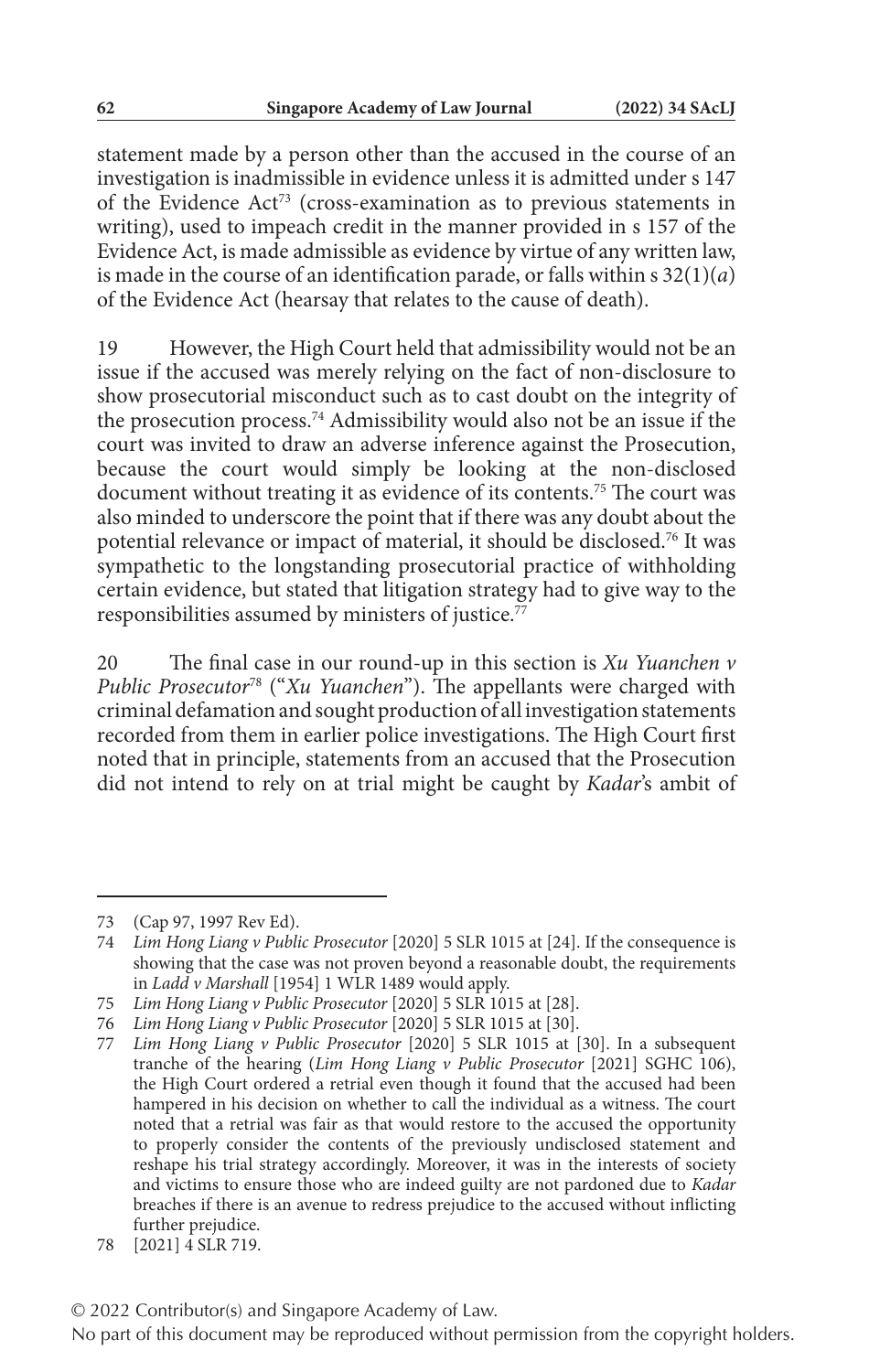statement made by a person other than the accused in the course of an investigation is inadmissible in evidence unless it is admitted under s 147 of the Evidence Act[73] (cross-examination as to previous statements in writing), used to impeach credit in the manner provided in s 157 of the Evidence Act, is made admissible as evidence by virtue of any written law, is made in the course of an identification parade, or falls within s 32(1)(*a*) of the Evidence Act (hearsay that relates to the cause of death).

19 However, the High Court held that admissibility would not be an issue if the accused was merely relying on the fact of non-disclosure to show prosecutorial misconduct such as to cast doubt on the integrity of the prosecution process.[74] Admissibility would also not be an issue if the court was invited to draw an adverse inference against the Prosecution, because the court would simply be looking at the non-disclosed document without treating it as evidence of its contents.[75] The court was also minded to underscore the point that if there was any doubt about the potential relevance or impact of material, it should be disclosed.[76] It was sympathetic to the longstanding prosecutorial practice of withholding certain evidence, but stated that litigation strategy had to give way to the responsibilities assumed by ministers of justice.[77]

20 The final case in our round-up in this section is *Xu Yuanchen v Public Prosecutor*[78] ("*Xu Yuanchen*"). The appellants were charged with criminal defamation and sought production of all investigation statements recorded from them in earlier police investigations. The High Court first noted that in principle, statements from an accused that the Prosecution did not intend to rely on at trial might be caught by *Kadar*'s ambit of

---

73 (Cap 97, 1997 Rev Ed).

74 *Lim Hong Liang v Public Prosecutor* [2020] 5 SLR 1015 at [24]. If the consequence is showing that the case was not proven beyond a reasonable doubt, the requirements in *Ladd v Marshall* [1954] 1 WLR 1489 would apply.

75 *Lim Hong Liang v Public Prosecutor* [2020] 5 SLR 1015 at [28].

76 *Lim Hong Liang v Public Prosecutor* [2020] 5 SLR 1015 at [30].

77 *Lim Hong Liang v Public Prosecutor* [2020] 5 SLR 1015 at [30]. In a subsequent tranche of the hearing (*Lim Hong Liang v Public Prosecutor* [2021] SGHC 106), the High Court ordered a retrial even though it found that the accused had been hampered in his decision on whether to call the individual as a witness. The court noted that a retrial was fair as that would restore to the accused the opportunity to properly consider the contents of the previously undisclosed statement and reshape his trial strategy accordingly. Moreover, it was in the interests of society and victims to ensure those who are indeed guilty are not pardoned due to *Kadar* breaches if there is an avenue to redress prejudice to the accused without inflicting further prejudice.

78 [2021] 4 SLR 719.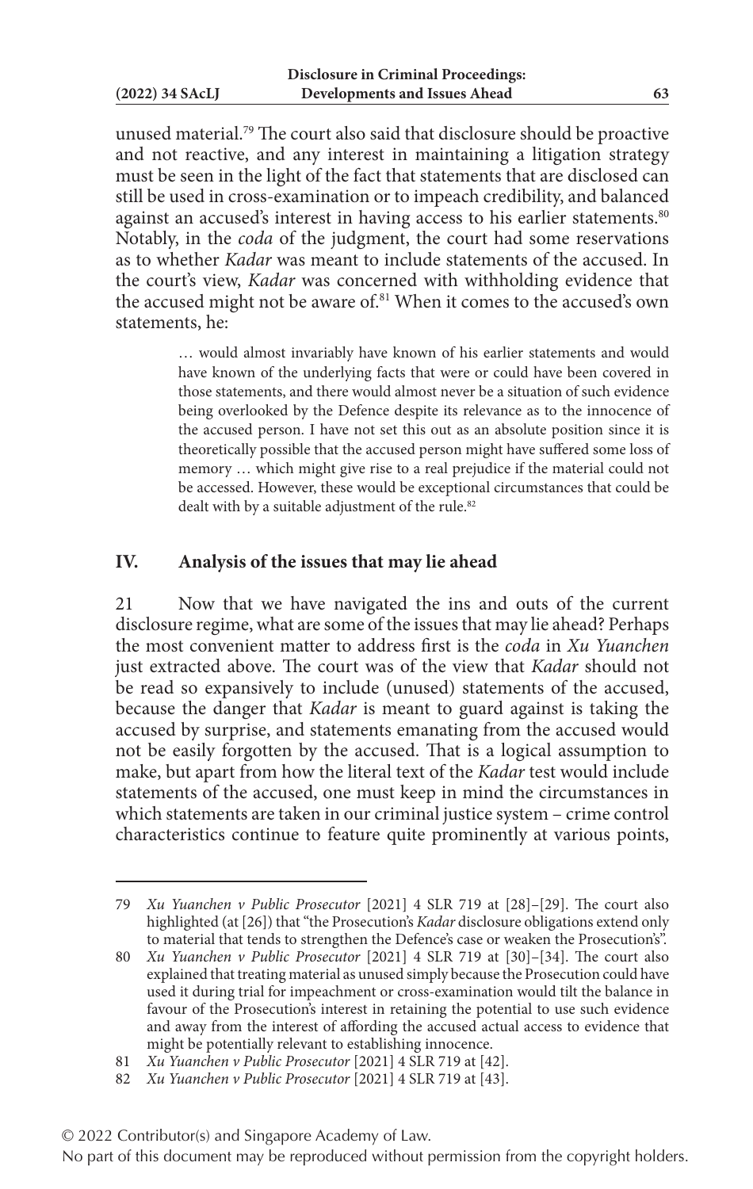unused material.[79] The court also said that disclosure should be proactive and not reactive, and any interest in maintaining a litigation strategy must be seen in the light of the fact that statements that are disclosed can still be used in cross-examination or to impeach credibility, and balanced against an accused's interest in having access to his earlier statements.[80] Notably, in the *coda* of the judgment, the court had some reservations as to whether *Kadar* was meant to include statements of the accused. In the court's view, *Kadar* was concerned with withholding evidence that the accused might not be aware of.[81] When it comes to the accused's own statements, he:

> … would almost invariably have known of his earlier statements and would have known of the underlying facts that were or could have been covered in those statements, and there would almost never be a situation of such evidence being overlooked by the Defence despite its relevance as to the innocence of the accused person. I have not set this out as an absolute position since it is theoretically possible that the accused person might have suffered some loss of memory … which might give rise to a real prejudice if the material could not be accessed. However, these would be exceptional circumstances that could be dealt with by a suitable adjustment of the rule.[82]

## IV. Analysis of the issues that may lie ahead

21 Now that we have navigated the ins and outs of the current disclosure regime, what are some of the issues that may lie ahead? Perhaps the most convenient matter to address first is the *coda* in *Xu Yuanchen* just extracted above. The court was of the view that *Kadar* should not be read so expansively to include (unused) statements of the accused, because the danger that *Kadar* is meant to guard against is taking the accused by surprise, and statements emanating from the accused would not be easily forgotten by the accused. That is a logical assumption to make, but apart from how the literal text of the *Kadar* test would include statements of the accused, one must keep in mind the circumstances in which statements are taken in our criminal justice system – crime control characteristics continue to feature quite prominently at various points,

---

79 *Xu Yuanchen v Public Prosecutor* [2021] 4 SLR 719 at [28]–[29]. The court also highlighted (at [26]) that "the Prosecution's *Kadar* disclosure obligations extend only to material that tends to strengthen the Defence's case or weaken the Prosecution's".

80 *Xu Yuanchen v Public Prosecutor* [2021] 4 SLR 719 at [30]–[34]. The court also explained that treating material as unused simply because the Prosecution could have used it during trial for impeachment or cross-examination would tilt the balance in favour of the Prosecution's interest in retaining the potential to use such evidence and away from the interest of affording the accused actual access to evidence that might be potentially relevant to establishing innocence.

81 *Xu Yuanchen v Public Prosecutor* [2021] 4 SLR 719 at [42].

82 *Xu Yuanchen v Public Prosecutor* [2021] 4 SLR 719 at [43].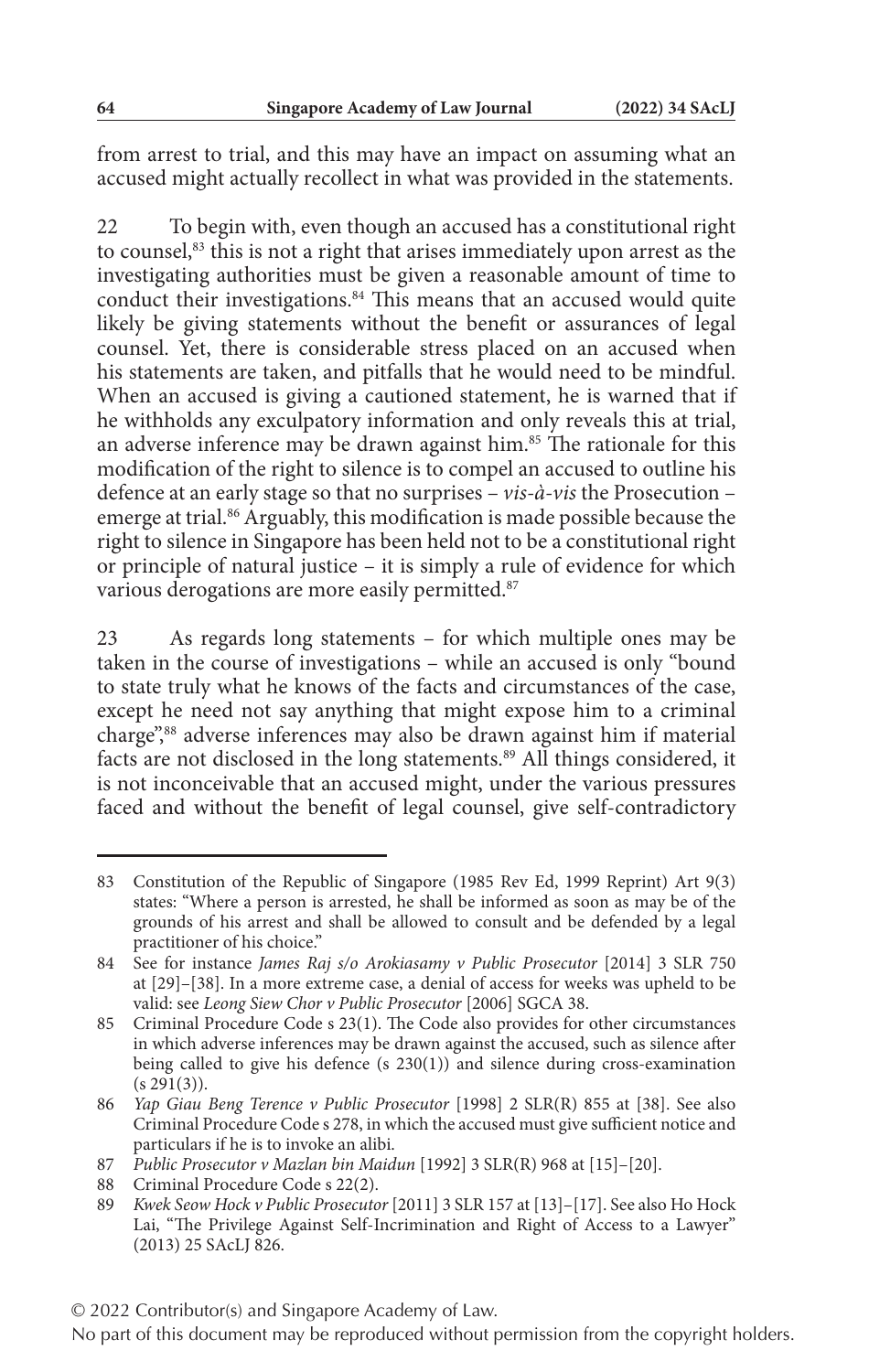from arrest to trial, and this may have an impact on assuming what an accused might actually recollect in what was provided in the statements.

22 To begin with, even though an accused has a constitutional right to counsel,[83] this is not a right that arises immediately upon arrest as the investigating authorities must be given a reasonable amount of time to conduct their investigations.[84] This means that an accused would quite likely be giving statements without the benefit or assurances of legal counsel. Yet, there is considerable stress placed on an accused when his statements are taken, and pitfalls that he would need to be mindful. When an accused is giving a cautioned statement, he is warned that if he withholds any exculpatory information and only reveals this at trial, an adverse inference may be drawn against him.[85] The rationale for this modification of the right to silence is to compel an accused to outline his defence at an early stage so that no surprises – *vis-à-vis* the Prosecution – emerge at trial.[86] Arguably, this modification is made possible because the right to silence in Singapore has been held not to be a constitutional right or principle of natural justice – it is simply a rule of evidence for which various derogations are more easily permitted.[87]

23 As regards long statements – for which multiple ones may be taken in the course of investigations – while an accused is only "bound to state truly what he knows of the facts and circumstances of the case, except he need not say anything that might expose him to a criminal charge",[88] adverse inferences may also be drawn against him if material facts are not disclosed in the long statements.[89] All things considered, it is not inconceivable that an accused might, under the various pressures faced and without the benefit of legal counsel, give self-contradictory

---

83 Constitution of the Republic of Singapore (1985 Rev Ed, 1999 Reprint) Art 9(3) states: "Where a person is arrested, he shall be informed as soon as may be of the grounds of his arrest and shall be allowed to consult and be defended by a legal practitioner of his choice."

84 See for instance *James Raj s/o Arokiasamy v Public Prosecutor* [2014] 3 SLR 750 at [29]–[38]. In a more extreme case, a denial of access for weeks was upheld to be valid: see *Leong Siew Chor v Public Prosecutor* [2006] SGCA 38.

85 Criminal Procedure Code s 23(1). The Code also provides for other circumstances in which adverse inferences may be drawn against the accused, such as silence after being called to give his defence (s 230(1)) and silence during cross-examination (s 291(3)).

86 *Yap Giau Beng Terence v Public Prosecutor* [1998] 2 SLR(R) 855 at [38]. See also Criminal Procedure Code s 278, in which the accused must give sufficient notice and particulars if he is to invoke an alibi.

87 *Public Prosecutor v Mazlan bin Maidun* [1992] 3 SLR(R) 968 at [15]–[20].

88 Criminal Procedure Code s 22(2).

89 *Kwek Seow Hock v Public Prosecutor* [2011] 3 SLR 157 at [13]–[17]. See also Ho Hock Lai, "The Privilege Against Self-Incrimination and Right of Access to a Lawyer" (2013) 25 SAcLJ 826.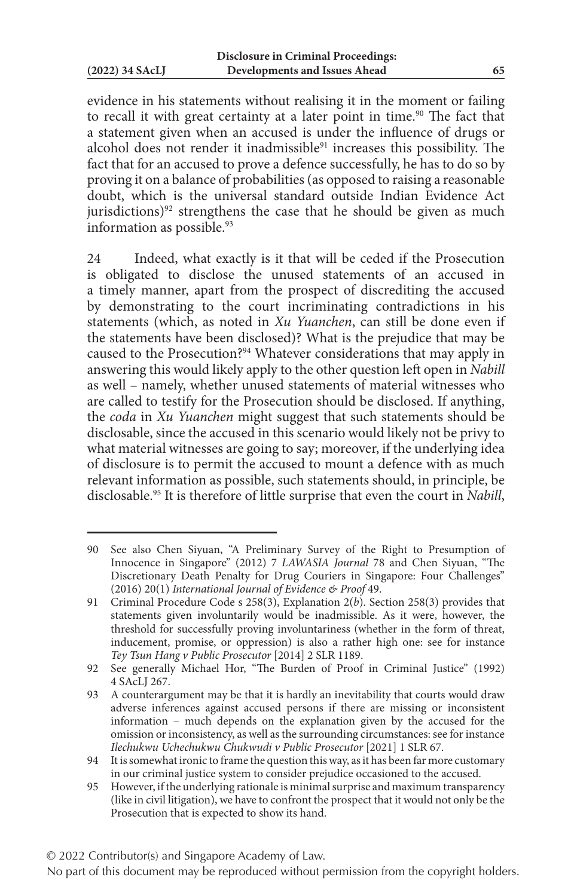evidence in his statements without realising it in the moment or failing to recall it with great certainty at a later point in time.[90] The fact that a statement given when an accused is under the influence of drugs or alcohol does not render it inadmissible[91] increases this possibility. The fact that for an accused to prove a defence successfully, he has to do so by proving it on a balance of probabilities (as opposed to raising a reasonable doubt, which is the universal standard outside Indian Evidence Act jurisdictions)[92] strengthens the case that he should be given as much information as possible.[93]

24 Indeed, what exactly is it that will be ceded if the Prosecution is obligated to disclose the unused statements of an accused in a timely manner, apart from the prospect of discrediting the accused by demonstrating to the court incriminating contradictions in his statements (which, as noted in *Xu Yuanchen*, can still be done even if the statements have been disclosed)? What is the prejudice that may be caused to the Prosecution?[94] Whatever considerations that may apply in answering this would likely apply to the other question left open in *Nabill* as well – namely, whether unused statements of material witnesses who are called to testify for the Prosecution should be disclosed. If anything, the *coda* in *Xu Yuanchen* might suggest that such statements should be disclosable, since the accused in this scenario would likely not be privy to what material witnesses are going to say; moreover, if the underlying idea of disclosure is to permit the accused to mount a defence with as much relevant information as possible, such statements should, in principle, be disclosable.[95] It is therefore of little surprise that even the court in *Nabill*,

---

90 See also Chen Siyuan, "A Preliminary Survey of the Right to Presumption of Innocence in Singapore" (2012) 7 *LAWASIA Journal* 78 and Chen Siyuan, "The Discretionary Death Penalty for Drug Couriers in Singapore: Four Challenges" (2016) 20(1) *International Journal of Evidence & Proof* 49.

91 Criminal Procedure Code s 258(3), Explanation 2(*b*). Section 258(3) provides that statements given involuntarily would be inadmissible. As it were, however, the threshold for successfully proving involuntariness (whether in the form of threat, inducement, promise, or oppression) is also a rather high one: see for instance *Tey Tsun Hang v Public Prosecutor* [2014] 2 SLR 1189.

92 See generally Michael Hor, "The Burden of Proof in Criminal Justice" (1992) 4 SAcLJ 267.

93 A counterargument may be that it is hardly an inevitability that courts would draw adverse inferences against accused persons if there are missing or inconsistent information – much depends on the explanation given by the accused for the omission or inconsistency, as well as the surrounding circumstances: see for instance *Ilechukwu Uchechukwu Chukwudi v Public Prosecutor* [2021] 1 SLR 67.

94 It is somewhat ironic to frame the question this way, as it has been far more customary in our criminal justice system to consider prejudice occasioned to the accused.

95 However, if the underlying rationale is minimal surprise and maximum transparency (like in civil litigation), we have to confront the prospect that it would not only be the Prosecution that is expected to show its hand.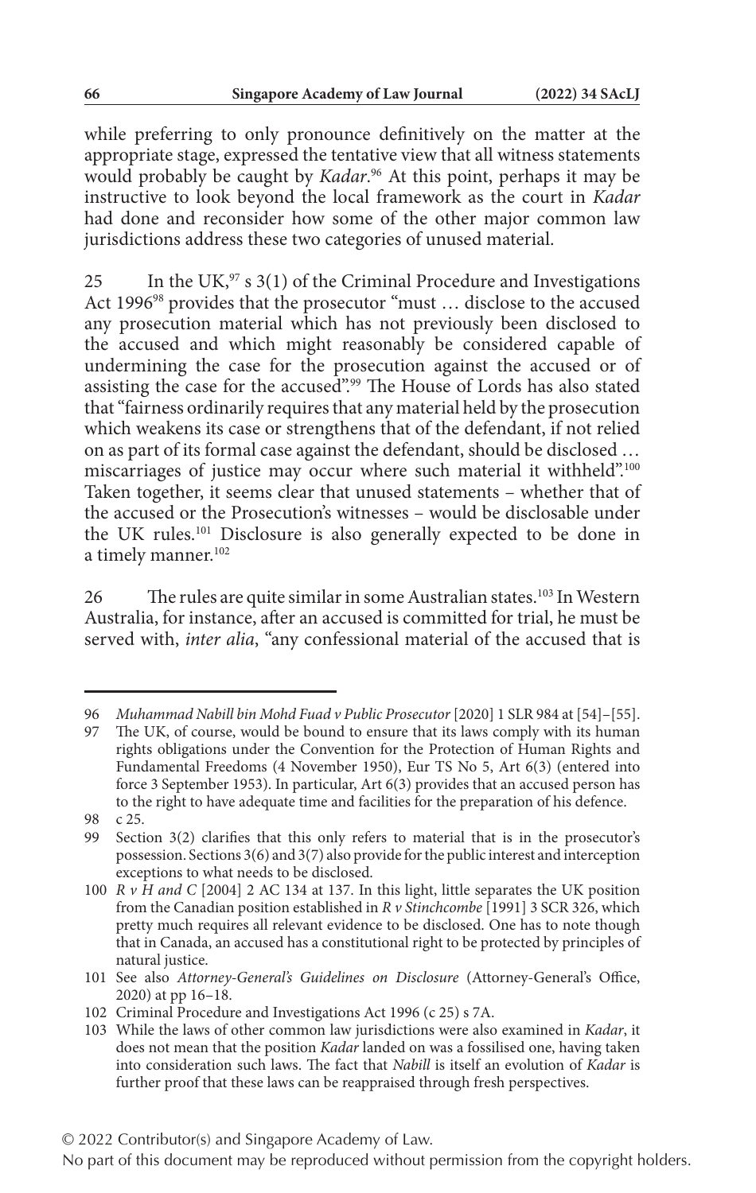while preferring to only pronounce definitively on the matter at the appropriate stage, expressed the tentative view that all witness statements would probably be caught by *Kadar*.[96] At this point, perhaps it may be instructive to look beyond the local framework as the court in *Kadar* had done and reconsider how some of the other major common law jurisdictions address these two categories of unused material.

25 In the UK,[97] s 3(1) of the Criminal Procedure and Investigations Act 1996[98] provides that the prosecutor "must … disclose to the accused any prosecution material which has not previously been disclosed to the accused and which might reasonably be considered capable of undermining the case for the prosecution against the accused or of assisting the case for the accused".[99] The House of Lords has also stated that "fairness ordinarily requires that any material held by the prosecution which weakens its case or strengthens that of the defendant, if not relied on as part of its formal case against the defendant, should be disclosed … miscarriages of justice may occur where such material it withheld".[100] Taken together, it seems clear that unused statements – whether that of the accused or the Prosecution's witnesses – would be disclosable under the UK rules.[101] Disclosure is also generally expected to be done in a timely manner.[102]

26 The rules are quite similar in some Australian states.[103] In Western Australia, for instance, after an accused is committed for trial, he must be served with, *inter alia*, "any confessional material of the accused that is

---

96 *Muhammad Nabill bin Mohd Fuad v Public Prosecutor* [2020] 1 SLR 984 at [54]–[55].

97 The UK, of course, would be bound to ensure that its laws comply with its human rights obligations under the Convention for the Protection of Human Rights and Fundamental Freedoms (4 November 1950), Eur TS No 5, Art 6(3) (entered into force 3 September 1953). In particular, Art 6(3) provides that an accused person has to the right to have adequate time and facilities for the preparation of his defence.

98 c 25.

99 Section 3(2) clarifies that this only refers to material that is in the prosecutor's possession. Sections 3(6) and 3(7) also provide for the public interest and interception exceptions to what needs to be disclosed.

100 *R v H and C* [2004] 2 AC 134 at 137. In this light, little separates the UK position from the Canadian position established in *R v Stinchcombe* [1991] 3 SCR 326, which pretty much requires all relevant evidence to be disclosed. One has to note though that in Canada, an accused has a constitutional right to be protected by principles of natural justice.

101 See also *Attorney-General's Guidelines on Disclosure* (Attorney-General's Office, 2020) at pp 16–18.

102 Criminal Procedure and Investigations Act 1996 (c 25) s 7A.

103 While the laws of other common law jurisdictions were also examined in *Kadar*, it does not mean that the position *Kadar* landed on was a fossilised one, having taken into consideration such laws. The fact that *Nabill* is itself an evolution of *Kadar* is further proof that these laws can be reappraised through fresh perspectives.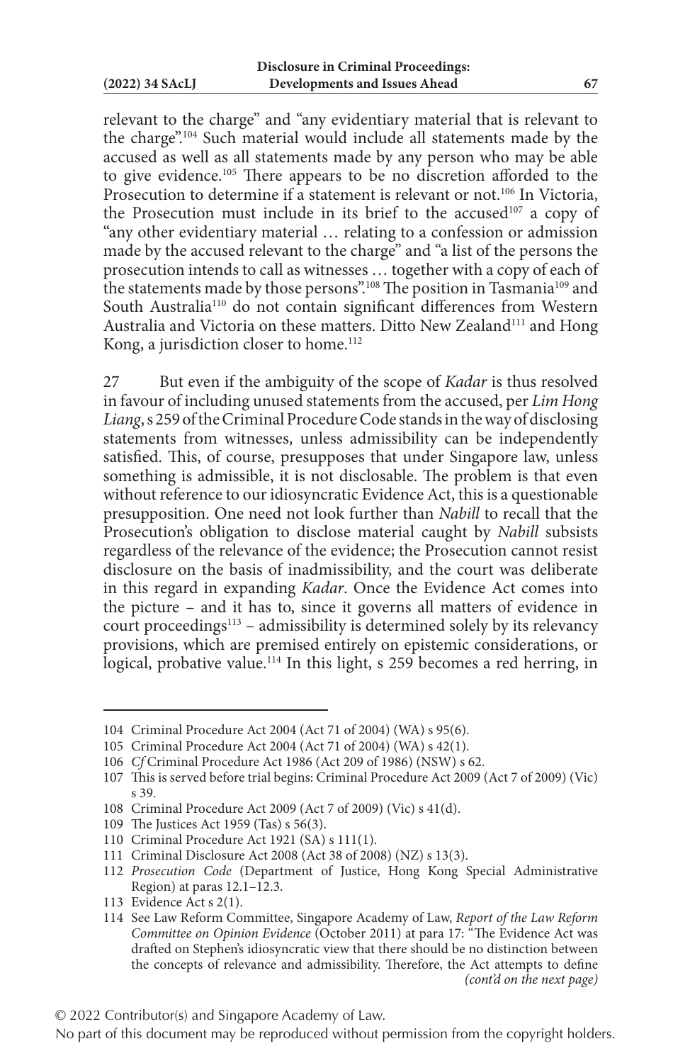relevant to the charge" and "any evidentiary material that is relevant to the charge".[104] Such material would include all statements made by the accused as well as all statements made by any person who may be able to give evidence.[105] There appears to be no discretion afforded to the Prosecution to determine if a statement is relevant or not.[106] In Victoria, the Prosecution must include in its brief to the accused[107] a copy of "any other evidentiary material … relating to a confession or admission made by the accused relevant to the charge" and "a list of the persons the prosecution intends to call as witnesses … together with a copy of each of the statements made by those persons".[108] The position in Tasmania[109] and South Australia[110] do not contain significant differences from Western Australia and Victoria on these matters. Ditto New Zealand[111] and Hong Kong, a jurisdiction closer to home.[112]

27 But even if the ambiguity of the scope of *Kadar* is thus resolved in favour of including unused statements from the accused, per *Lim Hong Liang*, s 259 of the Criminal Procedure Code stands in the way of disclosing statements from witnesses, unless admissibility can be independently satisfied. This, of course, presupposes that under Singapore law, unless something is admissible, it is not disclosable. The problem is that even without reference to our idiosyncratic Evidence Act, this is a questionable presupposition. One need not look further than *Nabill* to recall that the Prosecution's obligation to disclose material caught by *Nabill* subsists regardless of the relevance of the evidence; the Prosecution cannot resist disclosure on the basis of inadmissibility, and the court was deliberate in this regard in expanding *Kadar*. Once the Evidence Act comes into the picture – and it has to, since it governs all matters of evidence in court proceedings[113] – admissibility is determined solely by its relevancy provisions, which are premised entirely on epistemic considerations, or logical, probative value.[114] In this light, s 259 becomes a red herring, in

---

104 Criminal Procedure Act 2004 (Act 71 of 2004) (WA) s 95(6).

105 Criminal Procedure Act 2004 (Act 71 of 2004) (WA) s 42(1).

106 *Cf* Criminal Procedure Act 1986 (Act 209 of 1986) (NSW) s 62.

107 This is served before trial begins: Criminal Procedure Act 2009 (Act 7 of 2009) (Vic) s 39.

108 Criminal Procedure Act 2009 (Act 7 of 2009) (Vic) s 41(d).

109 The Justices Act 1959 (Tas) s 56(3).

110 Criminal Procedure Act 1921 (SA) s 111(1).

111 Criminal Disclosure Act 2008 (Act 38 of 2008) (NZ) s 13(3).

112 *Prosecution Code* (Department of Justice, Hong Kong Special Administrative Region) at paras 12.1–12.3.

113 Evidence Act s 2(1).

114 See Law Reform Committee, Singapore Academy of Law, *Report of the Law Reform Committee on Opinion Evidence* (October 2011) at para 17: "The Evidence Act was drafted on Stephen's idiosyncratic view that there should be no distinction between the concepts of relevance and admissibility. Therefore, the Act attempts to define *(cont'd on the next page)*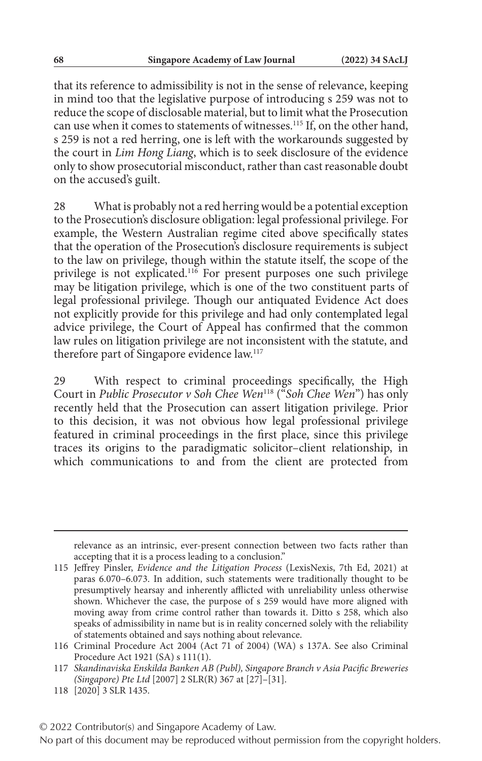that its reference to admissibility is not in the sense of relevance, keeping in mind too that the legislative purpose of introducing s 259 was not to reduce the scope of disclosable material, but to limit what the Prosecution can use when it comes to statements of witnesses.[115] If, on the other hand, s 259 is not a red herring, one is left with the workarounds suggested by the court in *Lim Hong Liang*, which is to seek disclosure of the evidence only to show prosecutorial misconduct, rather than cast reasonable doubt on the accused's guilt.

28 What is probably not a red herring would be a potential exception to the Prosecution's disclosure obligation: legal professional privilege. For example, the Western Australian regime cited above specifically states that the operation of the Prosecution's disclosure requirements is subject to the law on privilege, though within the statute itself, the scope of the privilege is not explicated.[116] For present purposes one such privilege may be litigation privilege, which is one of the two constituent parts of legal professional privilege. Though our antiquated Evidence Act does not explicitly provide for this privilege and had only contemplated legal advice privilege, the Court of Appeal has confirmed that the common law rules on litigation privilege are not inconsistent with the statute, and therefore part of Singapore evidence law.[117]

29 With respect to criminal proceedings specifically, the High Court in *Public Prosecutor v Soh Chee Wen*[118] ("*Soh Chee Wen*") has only recently held that the Prosecution can assert litigation privilege. Prior to this decision, it was not obvious how legal professional privilege featured in criminal proceedings in the first place, since this privilege traces its origins to the paradigmatic solicitor–client relationship, in which communications to and from the client are protected from

---

relevance as an intrinsic, ever-present connection between two facts rather than accepting that it is a process leading to a conclusion."

115 Jeffrey Pinsler, *Evidence and the Litigation Process* (LexisNexis, 7th Ed, 2021) at paras 6.070–6.073. In addition, such statements were traditionally thought to be presumptively hearsay and inherently afflicted with unreliability unless otherwise shown. Whichever the case, the purpose of s 259 would have more aligned with moving away from crime control rather than towards it. Ditto s 258, which also speaks of admissibility in name but is in reality concerned solely with the reliability of statements obtained and says nothing about relevance.

116 Criminal Procedure Act 2004 (Act 71 of 2004) (WA) s 137A. See also Criminal Procedure Act 1921 (SA) s 111(1).

117 *Skandinaviska Enskilda Banken AB (Publ), Singapore Branch v Asia Pacific Breweries (Singapore) Pte Ltd* [2007] 2 SLR(R) 367 at [27]–[31].

118 [2020] 3 SLR 1435.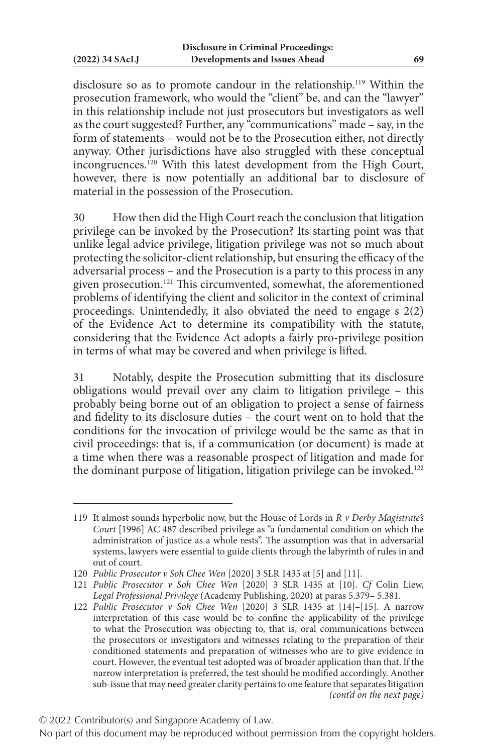disclosure so as to promote candour in the relationship.[119] Within the prosecution framework, who would the "client" be, and can the "lawyer" in this relationship include not just prosecutors but investigators as well as the court suggested? Further, any "communications" made – say, in the form of statements – would not be to the Prosecution either, not directly anyway. Other jurisdictions have also struggled with these conceptual incongruences.[120] With this latest development from the High Court, however, there is now potentially an additional bar to disclosure of material in the possession of the Prosecution.

30 How then did the High Court reach the conclusion that litigation privilege can be invoked by the Prosecution? Its starting point was that unlike legal advice privilege, litigation privilege was not so much about protecting the solicitor-client relationship, but ensuring the efficacy of the adversarial process – and the Prosecution is a party to this process in any given prosecution.[121] This circumvented, somewhat, the aforementioned problems of identifying the client and solicitor in the context of criminal proceedings. Unintendedly, it also obviated the need to engage s 2(2) of the Evidence Act to determine its compatibility with the statute, considering that the Evidence Act adopts a fairly pro-privilege position in terms of what may be covered and when privilege is lifted.

31 Notably, despite the Prosecution submitting that its disclosure obligations would prevail over any claim to litigation privilege – this probably being borne out of an obligation to project a sense of fairness and fidelity to its disclosure duties – the court went on to hold that the conditions for the invocation of privilege would be the same as that in civil proceedings: that is, if a communication (or document) is made at a time when there was a reasonable prospect of litigation and made for the dominant purpose of litigation, litigation privilege can be invoked.[122]

---

119 It almost sounds hyperbolic now, but the House of Lords in *R v Derby Magistrate's Court* [1996] AC 487 described privilege as "a fundamental condition on which the administration of justice as a whole rests". The assumption was that in adversarial systems, lawyers were essential to guide clients through the labyrinth of rules in and out of court.

120 *Public Prosecutor v Soh Chee Wen* [2020] 3 SLR 1435 at [5] and [11].

121 *Public Prosecutor v Soh Chee Wen* [2020] 3 SLR 1435 at [10]. *Cf* Colin Liew, *Legal Professional Privilege* (Academy Publishing, 2020) at paras 5.379– 5.381.

122 *Public Prosecutor v Soh Chee Wen* [2020] 3 SLR 1435 at [14]–[15]. A narrow interpretation of this case would be to confine the applicability of the privilege to what the Prosecution was objecting to, that is, oral communications between the prosecutors or investigators and witnesses relating to the preparation of their conditioned statements and preparation of witnesses who are to give evidence in court. However, the eventual test adopted was of broader application than that. If the narrow interpretation is preferred, the test should be modified accordingly. Another sub-issue that may need greater clarity pertains to one feature that separates litigation *(cont'd on the next page)*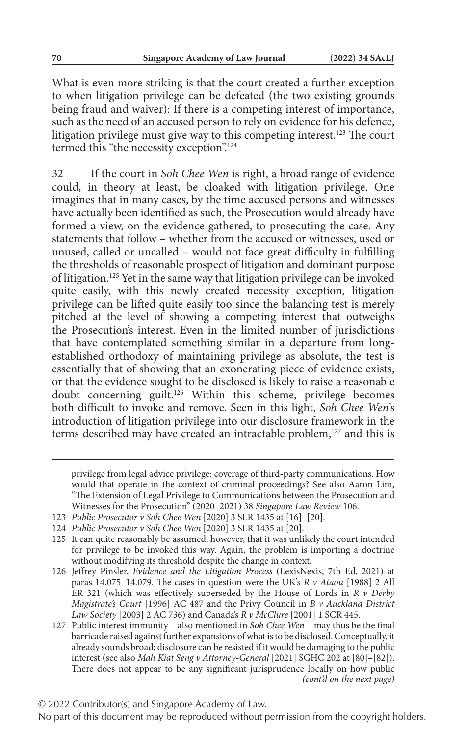What is even more striking is that the court created a further exception to when litigation privilege can be defeated (the two existing grounds being fraud and waiver): If there is a competing interest of importance, such as the need of an accused person to rely on evidence for his defence, litigation privilege must give way to this competing interest.[123] The court termed this "the necessity exception".[124]

32 If the court in *Soh Chee Wen* is right, a broad range of evidence could, in theory at least, be cloaked with litigation privilege. One imagines that in many cases, by the time accused persons and witnesses have actually been identified as such, the Prosecution would already have formed a view, on the evidence gathered, to prosecuting the case. Any statements that follow – whether from the accused or witnesses, used or unused, called or uncalled – would not face great difficulty in fulfilling the thresholds of reasonable prospect of litigation and dominant purpose of litigation.[125] Yet in the same way that litigation privilege can be invoked quite easily, with this newly created necessity exception, litigation privilege can be lifted quite easily too since the balancing test is merely pitched at the level of showing a competing interest that outweighs the Prosecution's interest. Even in the limited number of jurisdictions that have contemplated something similar in a departure from long-established orthodoxy of maintaining privilege as absolute, the test is essentially that of showing that an exonerating piece of evidence exists, or that the evidence sought to be disclosed is likely to raise a reasonable doubt concerning guilt.[126] Within this scheme, privilege becomes both difficult to invoke and remove. Seen in this light, *Soh Chee Wen*'s introduction of litigation privilege into our disclosure framework in the terms described may have created an intractable problem,[127] and this is

---

privilege from legal advice privilege: coverage of third-party communications. How would that operate in the context of criminal proceedings? See also Aaron Lim, "The Extension of Legal Privilege to Communications between the Prosecution and Witnesses for the Prosecution" (2020–2021) 38 *Singapore Law Review* 106.

123 *Public Prosecutor v Soh Chee Wen* [2020] 3 SLR 1435 at [16]–[20].

124 *Public Prosecutor v Soh Chee Wen* [2020] 3 SLR 1435 at [20].

125 It can quite reasonably be assumed, however, that it was unlikely the court intended for privilege to be invoked this way. Again, the problem is importing a doctrine without modifying its threshold despite the change in context.

126 Jeffrey Pinsler, *Evidence and the Litigation Process* (LexisNexis, 7th Ed, 2021) at paras 14.075–14.079. The cases in question were the UK's *R v Ataou* [1988] 2 All ER 321 (which was effectively superseded by the House of Lords in *R v Derby Magistrate's Court* [1996] AC 487 and the Privy Council in *B v Auckland District Law Society* [2003] 2 AC 736) and Canada's *R v McClure* [2001] 1 SCR 445.

127 Public interest immunity – also mentioned in *Soh Chee Wen* – may thus be the final barricade raised against further expansions of what is to be disclosed. Conceptually, it already sounds broad; disclosure can be resisted if it would be damaging to the public interest (see also *Mah Kiat Seng v Attorney-General* [2021] SGHC 202 at [80]–[82]). There does not appear to be any significant jurisprudence locally on how public *(cont'd on the next page)*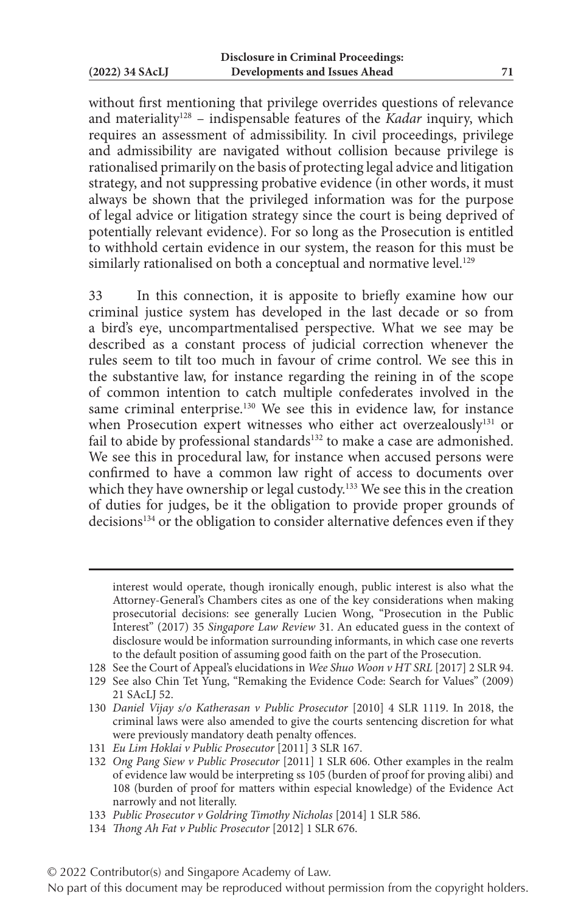without first mentioning that privilege overrides questions of relevance and materiality[128] – indispensable features of the *Kadar* inquiry, which requires an assessment of admissibility. In civil proceedings, privilege and admissibility are navigated without collision because privilege is rationalised primarily on the basis of protecting legal advice and litigation strategy, and not suppressing probative evidence (in other words, it must always be shown that the privileged information was for the purpose of legal advice or litigation strategy since the court is being deprived of potentially relevant evidence). For so long as the Prosecution is entitled to withhold certain evidence in our system, the reason for this must be similarly rationalised on both a conceptual and normative level.[129]

33 In this connection, it is apposite to briefly examine how our criminal justice system has developed in the last decade or so from a bird's eye, uncompartmentalised perspective. What we see may be described as a constant process of judicial correction whenever the rules seem to tilt too much in favour of crime control. We see this in the substantive law, for instance regarding the reining in of the scope of common intention to catch multiple confederates involved in the same criminal enterprise.[130] We see this in evidence law, for instance when Prosecution expert witnesses who either act overzealously[131] or fail to abide by professional standards[132] to make a case are admonished. We see this in procedural law, for instance when accused persons were confirmed to have a common law right of access to documents over which they have ownership or legal custody.[133] We see this in the creation of duties for judges, be it the obligation to provide proper grounds of decisions[134] or the obligation to consider alternative defences even if they

---

interest would operate, though ironically enough, public interest is also what the Attorney-General's Chambers cites as one of the key considerations when making prosecutorial decisions: see generally Lucien Wong, "Prosecution in the Public Interest" (2017) 35 *Singapore Law Review* 31. An educated guess in the context of disclosure would be information surrounding informants, in which case one reverts to the default position of assuming good faith on the part of the Prosecution.

128 See the Court of Appeal's elucidations in *Wee Shuo Woon v HT SRL* [2017] 2 SLR 94.

129 See also Chin Tet Yung, "Remaking the Evidence Code: Search for Values" (2009) 21 SAcLJ 52.

130 *Daniel Vijay s/o Katherasan v Public Prosecutor* [2010] 4 SLR 1119. In 2018, the criminal laws were also amended to give the courts sentencing discretion for what were previously mandatory death penalty offences.

131 *Eu Lim Hoklai v Public Prosecutor* [2011] 3 SLR 167.

132 *Ong Pang Siew v Public Prosecutor* [2011] 1 SLR 606. Other examples in the realm of evidence law would be interpreting ss 105 (burden of proof for proving alibi) and 108 (burden of proof for matters within especial knowledge) of the Evidence Act narrowly and not literally.

133 *Public Prosecutor v Goldring Timothy Nicholas* [2014] 1 SLR 586.

134 *Thong Ah Fat v Public Prosecutor* [2012] 1 SLR 676.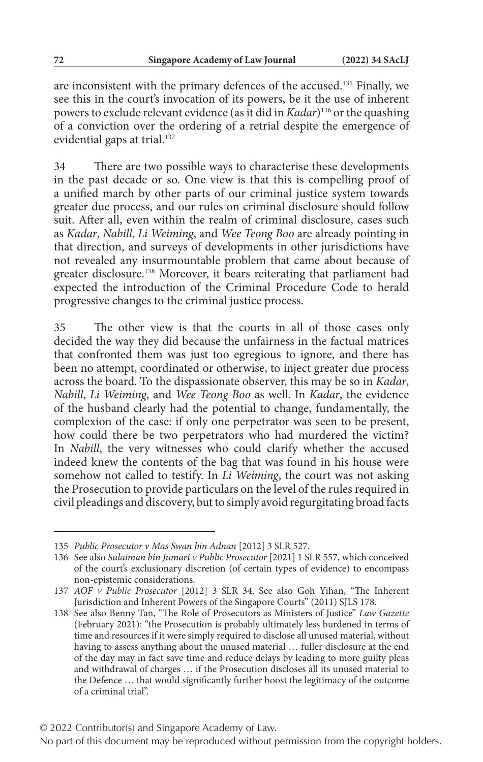are inconsistent with the primary defences of the accused.[135] Finally, we see this in the court's invocation of its powers, be it the use of inherent powers to exclude relevant evidence (as it did in *Kadar*)[136] or the quashing of a conviction over the ordering of a retrial despite the emergence of evidential gaps at trial.[137]

34 There are two possible ways to characterise these developments in the past decade or so. One view is that this is compelling proof of a unified march by other parts of our criminal justice system towards greater due process, and our rules on criminal disclosure should follow suit. After all, even within the realm of criminal disclosure, cases such as *Kadar*, *Nabill*, *Li Weiming*, and *Wee Teong Boo* are already pointing in that direction, and surveys of developments in other jurisdictions have not revealed any insurmountable problem that came about because of greater disclosure.[138] Moreover, it bears reiterating that parliament had expected the introduction of the Criminal Procedure Code to herald progressive changes to the criminal justice process.

35 The other view is that the courts in all of those cases only decided the way they did because the unfairness in the factual matrices that confronted them was just too egregious to ignore, and there has been no attempt, coordinated or otherwise, to inject greater due process across the board. To the dispassionate observer, this may be so in *Kadar*, *Nabill*, *Li Weiming*, and *Wee Teong Boo* as well. In *Kadar*, the evidence of the husband clearly had the potential to change, fundamentally, the complexion of the case: if only one perpetrator was seen to be present, how could there be two perpetrators who had murdered the victim? In *Nabill*, the very witnesses who could clarify whether the accused indeed knew the contents of the bag that was found in his house were somehow not called to testify. In *Li Weiming*, the court was not asking the Prosecution to provide particulars on the level of the rules required in civil pleadings and discovery, but to simply avoid regurgitating broad facts

---

135 *Public Prosecutor v Mas Swan bin Adnan* [2012] 3 SLR 527.

136 See also *Sulaiman bin Jumari v Public Prosecutor* [2021] 1 SLR 557, which conceived of the court's exclusionary discretion (of certain types of evidence) to encompass non-epistemic considerations.

137 *AOF v Public Prosecutor* [2012] 3 SLR 34. See also Goh Yihan, "The Inherent Jurisdiction and Inherent Powers of the Singapore Courts" (2011) SJLS 178.

138 See also Benny Tan, "The Role of Prosecutors as Ministers of Justice" *Law Gazette* (February 2021): "the Prosecution is probably ultimately less burdened in terms of time and resources if it were simply required to disclose all unused material, without having to assess anything about the unused material … fuller disclosure at the end of the day may in fact save time and reduce delays by leading to more guilty pleas and withdrawal of charges … if the Prosecution discloses all its unused material to the Defence … that would significantly further boost the legitimacy of the outcome of a criminal trial".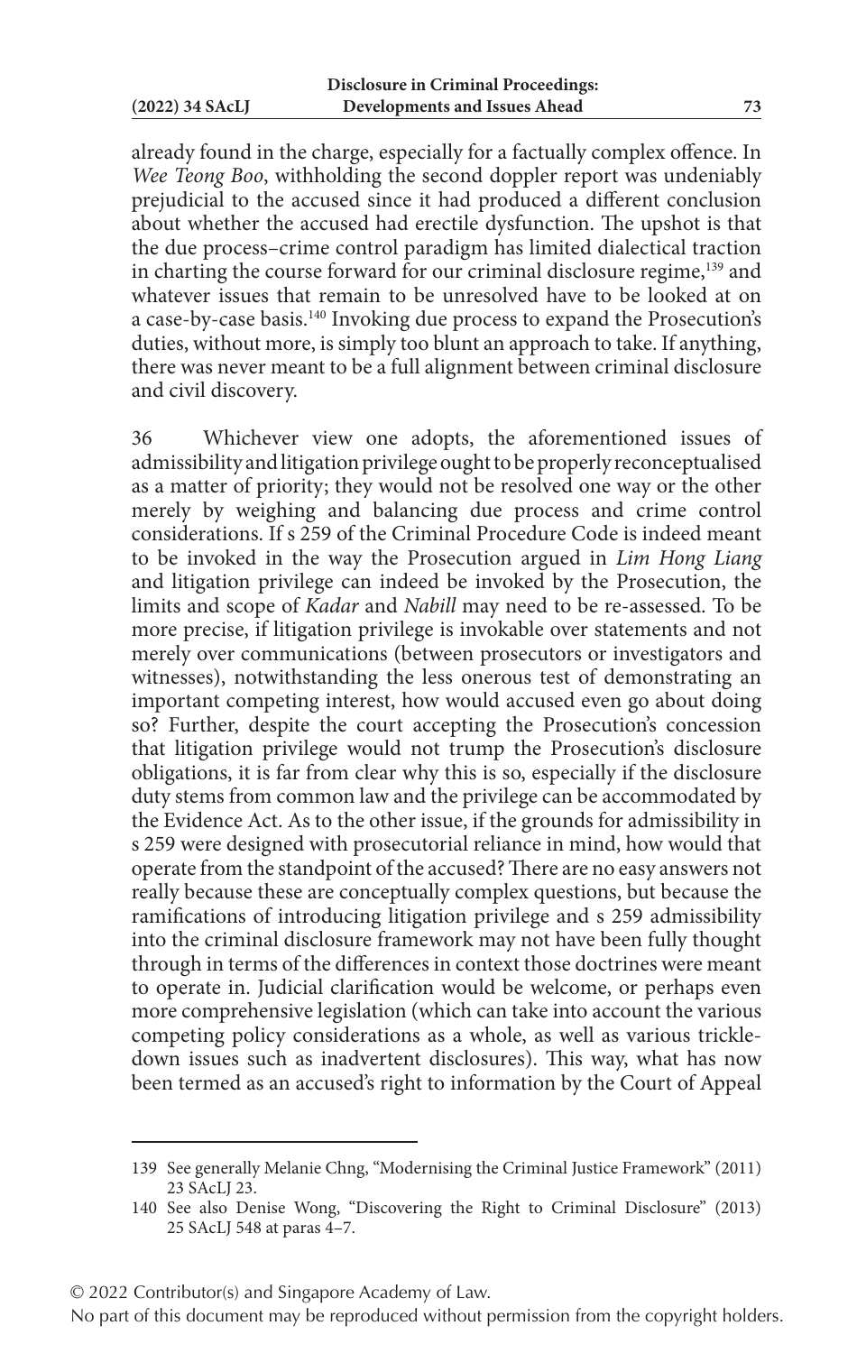already found in the charge, especially for a factually complex offence. In *Wee Teong Boo*, withholding the second doppler report was undeniably prejudicial to the accused since it had produced a different conclusion about whether the accused had erectile dysfunction. The upshot is that the due process–crime control paradigm has limited dialectical traction in charting the course forward for our criminal disclosure regime,[139] and whatever issues that remain to be unresolved have to be looked at on a case-by-case basis.[140] Invoking due process to expand the Prosecution's duties, without more, is simply too blunt an approach to take. If anything, there was never meant to be a full alignment between criminal disclosure and civil discovery.

36 Whichever view one adopts, the aforementioned issues of admissibility and litigation privilege ought to be properly reconceptualised as a matter of priority; they would not be resolved one way or the other merely by weighing and balancing due process and crime control considerations. If s 259 of the Criminal Procedure Code is indeed meant to be invoked in the way the Prosecution argued in *Lim Hong Liang* and litigation privilege can indeed be invoked by the Prosecution, the limits and scope of *Kadar* and *Nabill* may need to be re-assessed. To be more precise, if litigation privilege is invokable over statements and not merely over communications (between prosecutors or investigators and witnesses), notwithstanding the less onerous test of demonstrating an important competing interest, how would accused even go about doing so? Further, despite the court accepting the Prosecution's concession that litigation privilege would not trump the Prosecution's disclosure obligations, it is far from clear why this is so, especially if the disclosure duty stems from common law and the privilege can be accommodated by the Evidence Act. As to the other issue, if the grounds for admissibility in s 259 were designed with prosecutorial reliance in mind, how would that operate from the standpoint of the accused? There are no easy answers not really because these are conceptually complex questions, but because the ramifications of introducing litigation privilege and s 259 admissibility into the criminal disclosure framework may not have been fully thought through in terms of the differences in context those doctrines were meant to operate in. Judicial clarification would be welcome, or perhaps even more comprehensive legislation (which can take into account the various competing policy considerations as a whole, as well as various trickle-down issues such as inadvertent disclosures). This way, what has now been termed as an accused's right to information by the Court of Appeal

---

139 See generally Melanie Chng, "Modernising the Criminal Justice Framework" (2011) 23 SAcLJ 23.

140 See also Denise Wong, "Discovering the Right to Criminal Disclosure" (2013) 25 SAcLJ 548 at paras 4–7.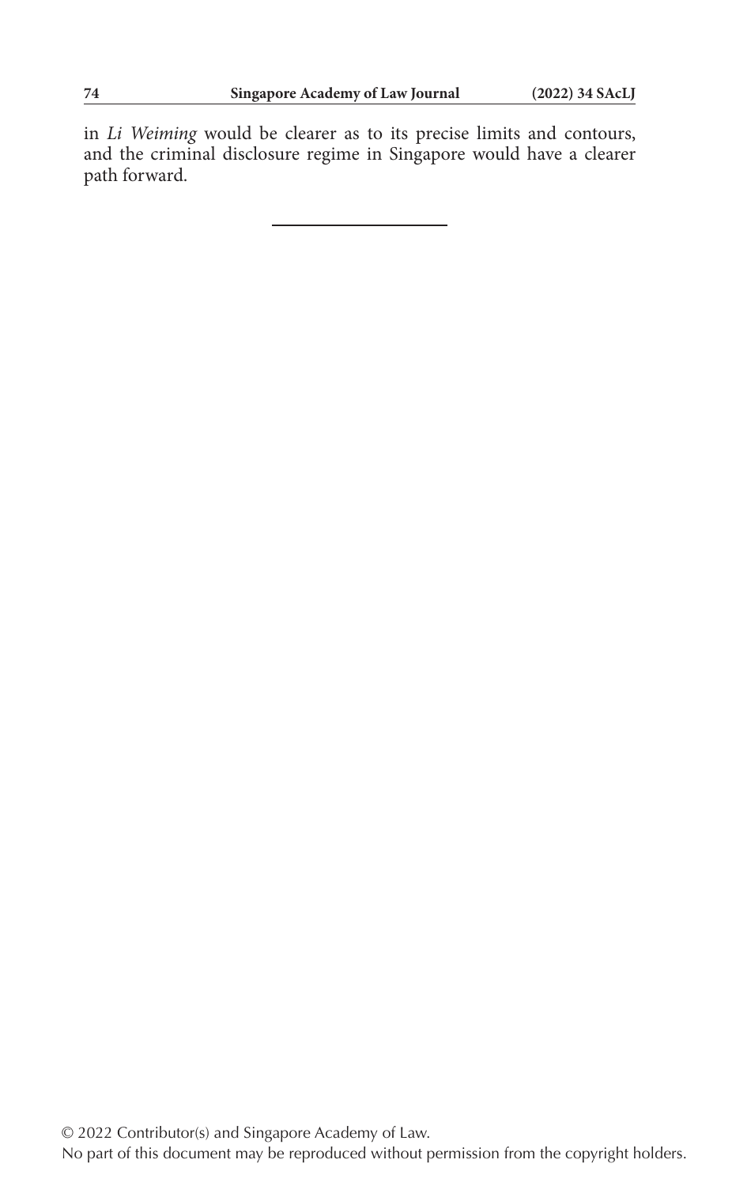in *Li Weiming* would be clearer as to its precise limits and contours, and the criminal disclosure regime in Singapore would have a clearer path forward.

© 2022 Contributor(s) and Singapore Academy of Law.
No part of this document may be reproduced without permission from the copyright holders.